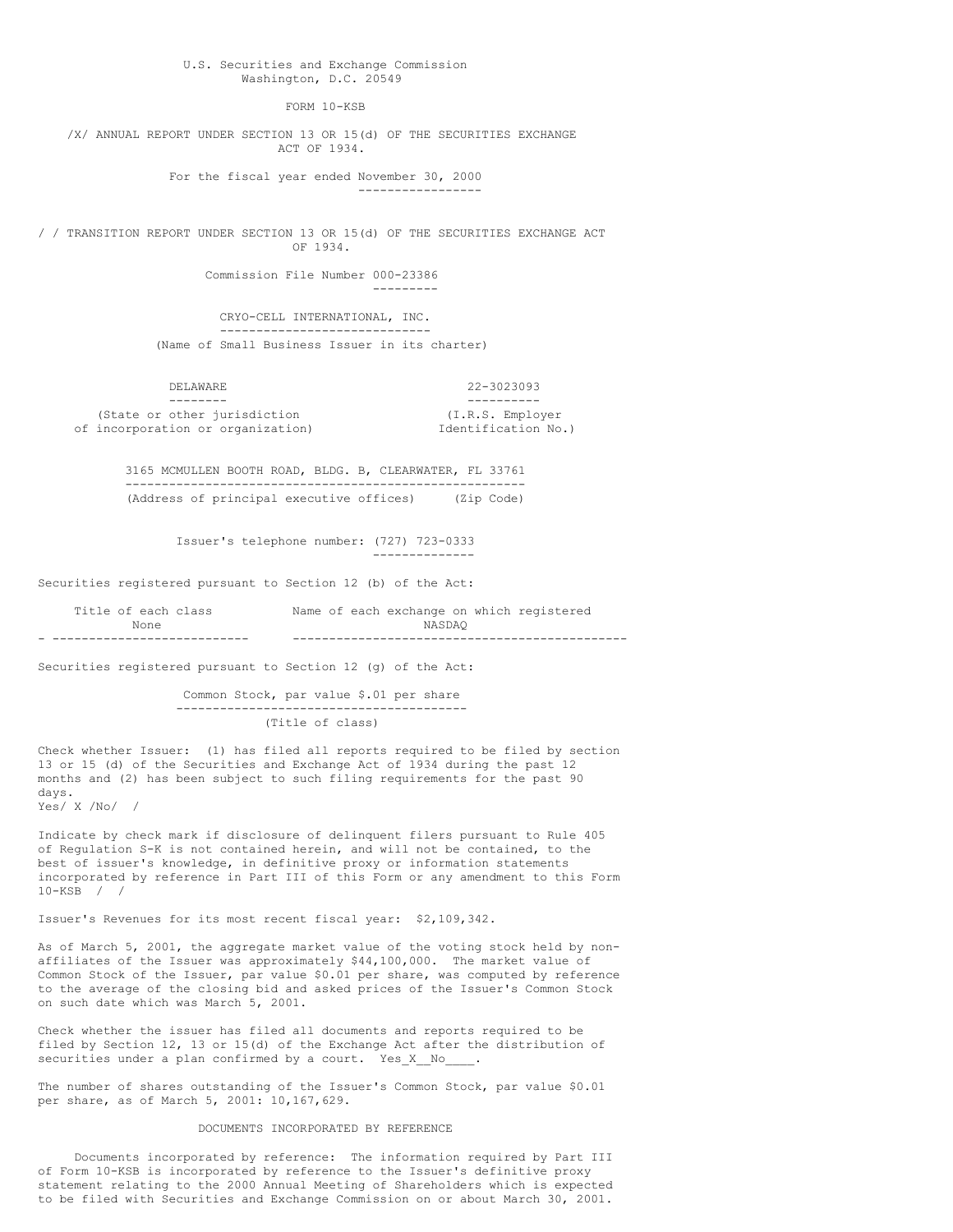U.S. Securities and Exchange Commission
Washington, D.C. 20549

FORM 10-KSB

/X/ ANNUAL REPORT UNDER SECTION 13 OR 15(d) OF THE SECURITIES EXCHANGE ACT OF 1934.

For the fiscal year ended November 30, 2000

/ / TRANSITION REPORT UNDER SECTION 13 OR 15(d) OF THE SECURITIES EXCHANGE ACT OF 1934.

Commission File Number 000-23386

CRYO-CELL INTERNATIONAL, INC.
(Name of Small Business Issuer in its charter)

| DELAWARE | 22-3023093 |
|---|---|
| (State or other jurisdiction of incorporation or organization) | (I.R.S. Employer Identification No.) |

3165 MCMULLEN BOOTH ROAD, BLDG. B, CLEARWATER, FL 33761
(Address of principal executive offices) (Zip Code)

Issuer's telephone number: (727) 723-0333

Securities registered pursuant to Section 12 (b) of the Act:

| Title of each class | Name of each exchange on which registered |
|---|---|
| None | NASDAQ |

Securities registered pursuant to Section 12 (g) of the Act:

Common Stock, par value $.01 per share
(Title of class)

Check whether Issuer: (1) has filed all reports required to be filed by section 13 or 15 (d) of the Securities and Exchange Act of 1934 during the past 12 months and (2) has been subject to such filing requirements for the past 90 days.
Yes/ X /No/ /

Indicate by check mark if disclosure of delinquent filers pursuant to Rule 405 of Regulation S-K is not contained herein, and will not be contained, to the best of issuer's knowledge, in definitive proxy or information statements incorporated by reference in Part III of this Form or any amendment to this Form 10-KSB / /

Issuer's Revenues for its most recent fiscal year: $2,109,342.

As of March 5, 2001, the aggregate market value of the voting stock held by non-affiliates of the Issuer was approximately $44,100,000. The market value of Common Stock of the Issuer, par value $0.01 per share, was computed by reference to the average of the closing bid and asked prices of the Issuer's Common Stock on such date which was March 5, 2001.

Check whether the issuer has filed all documents and reports required to be filed by Section 12, 13 or 15(d) of the Exchange Act after the distribution of securities under a plan confirmed by a court. Yes_X__No____.

The number of shares outstanding of the Issuer's Common Stock, par value $0.01 per share, as of March 5, 2001: 10,167,629.

DOCUMENTS INCORPORATED BY REFERENCE

Documents incorporated by reference: The information required by Part III of Form 10-KSB is incorporated by reference to the Issuer's definitive proxy statement relating to the 2000 Annual Meeting of Shareholders which is expected to be filed with Securities and Exchange Commission on or about March 30, 2001.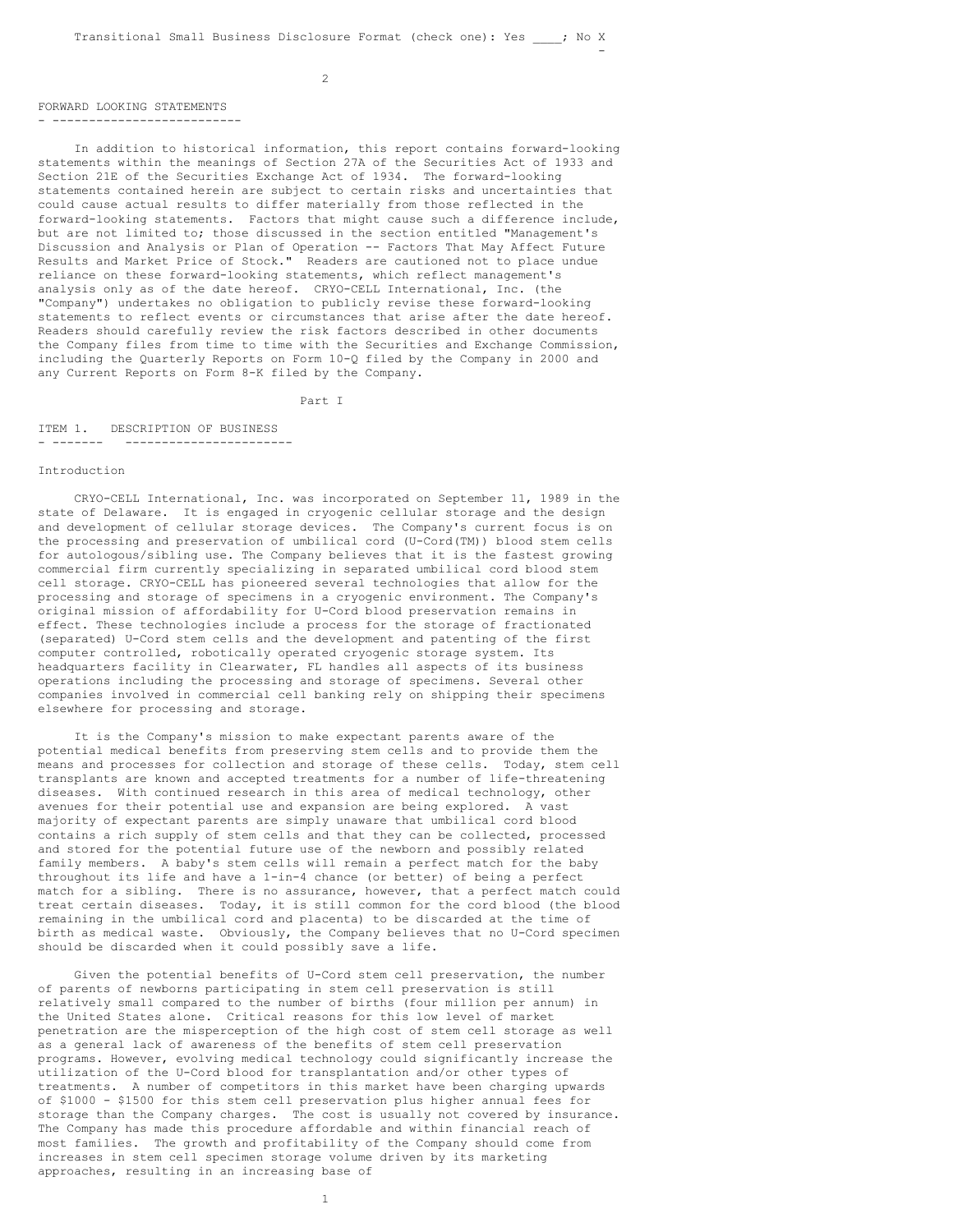Transitional Small Business Disclosure Format (check one): Yes ____; No X

## FORWARD LOOKING STATEMENTS

In addition to historical information, this report contains forward-looking statements within the meanings of Section 27A of the Securities Act of 1933 and Section 21E of the Securities Exchange Act of 1934. The forward-looking statements contained herein are subject to certain risks and uncertainties that could cause actual results to differ materially from those reflected in the forward-looking statements. Factors that might cause such a difference include, but are not limited to; those discussed in the section entitled "Management's Discussion and Analysis or Plan of Operation -- Factors That May Affect Future Results and Market Price of Stock." Readers are cautioned not to place undue reliance on these forward-looking statements, which reflect management's analysis only as of the date hereof. CRYO-CELL International, Inc. (the "Company") undertakes no obligation to publicly revise these forward-looking statements to reflect events or circumstances that arise after the date hereof. Readers should carefully review the risk factors described in other documents the Company files from time to time with the Securities and Exchange Commission, including the Quarterly Reports on Form 10-Q filed by the Company in 2000 and any Current Reports on Form 8-K filed by the Company.

# Part I

## ITEM 1. DESCRIPTION OF BUSINESS

### Introduction

CRYO-CELL International, Inc. was incorporated on September 11, 1989 in the state of Delaware. It is engaged in cryogenic cellular storage and the design and development of cellular storage devices. The Company's current focus is on the processing and preservation of umbilical cord (U-Cord(TM)) blood stem cells for autologous/sibling use. The Company believes that it is the fastest growing commercial firm currently specializing in separated umbilical cord blood stem cell storage. CRYO-CELL has pioneered several technologies that allow for the processing and storage of specimens in a cryogenic environment. The Company's original mission of affordability for U-Cord blood preservation remains in effect. These technologies include a process for the storage of fractionated (separated) U-Cord stem cells and the development and patenting of the first computer controlled, robotically operated cryogenic storage system. Its headquarters facility in Clearwater, FL handles all aspects of its business operations including the processing and storage of specimens. Several other companies involved in commercial cell banking rely on shipping their specimens elsewhere for processing and storage.

It is the Company's mission to make expectant parents aware of the potential medical benefits from preserving stem cells and to provide them the means and processes for collection and storage of these cells. Today, stem cell transplants are known and accepted treatments for a number of life-threatening diseases. With continued research in this area of medical technology, other avenues for their potential use and expansion are being explored. A vast majority of expectant parents are simply unaware that umbilical cord blood contains a rich supply of stem cells and that they can be collected, processed and stored for the potential future use of the newborn and possibly related family members. A baby's stem cells will remain a perfect match for the baby throughout its life and have a 1-in-4 chance (or better) of being a perfect match for a sibling. There is no assurance, however, that a perfect match could treat certain diseases. Today, it is still common for the cord blood (the blood remaining in the umbilical cord and placenta) to be discarded at the time of birth as medical waste. Obviously, the Company believes that no U-Cord specimen should be discarded when it could possibly save a life.

Given the potential benefits of U-Cord stem cell preservation, the number of parents of newborns participating in stem cell preservation is still relatively small compared to the number of births (four million per annum) in the United States alone. Critical reasons for this low level of market penetration are the misperception of the high cost of stem cell storage as well as a general lack of awareness of the benefits of stem cell preservation programs. However, evolving medical technology could significantly increase the utilization of the U-Cord blood for transplantation and/or other types of treatments. A number of competitors in this market have been charging upwards of $1000 - $1500 for this stem cell preservation plus higher annual fees for storage than the Company charges. The cost is usually not covered by insurance. The Company has made this procedure affordable and within financial reach of most families. The growth and profitability of the Company should come from increases in stem cell specimen storage volume driven by its marketing approaches, resulting in an increasing base of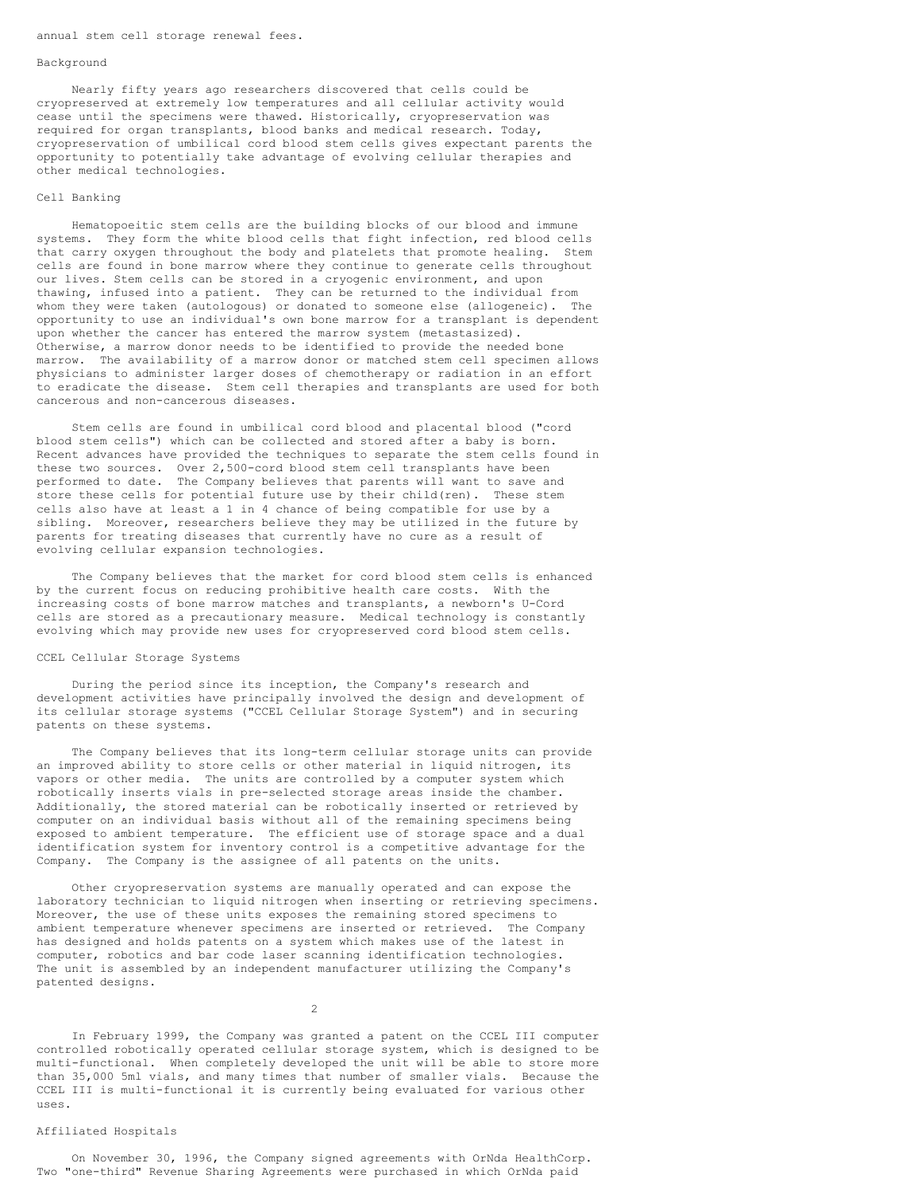annual stem cell storage renewal fees.

## Background

Nearly fifty years ago researchers discovered that cells could be cryopreserved at extremely low temperatures and all cellular activity would cease until the specimens were thawed. Historically, cryopreservation was required for organ transplants, blood banks and medical research. Today, cryopreservation of umbilical cord blood stem cells gives expectant parents the opportunity to potentially take advantage of evolving cellular therapies and other medical technologies.

## Cell Banking

Hematopoeitic stem cells are the building blocks of our blood and immune systems. They form the white blood cells that fight infection, red blood cells that carry oxygen throughout the body and platelets that promote healing. Stem cells are found in bone marrow where they continue to generate cells throughout our lives. Stem cells can be stored in a cryogenic environment, and upon thawing, infused into a patient. They can be returned to the individual from whom they were taken (autologous) or donated to someone else (allogeneic). The opportunity to use an individual's own bone marrow for a transplant is dependent upon whether the cancer has entered the marrow system (metastasized). Otherwise, a marrow donor needs to be identified to provide the needed bone marrow. The availability of a marrow donor or matched stem cell specimen allows physicians to administer larger doses of chemotherapy or radiation in an effort to eradicate the disease. Stem cell therapies and transplants are used for both cancerous and non-cancerous diseases.

Stem cells are found in umbilical cord blood and placental blood ("cord blood stem cells") which can be collected and stored after a baby is born. Recent advances have provided the techniques to separate the stem cells found in these two sources. Over 2,500-cord blood stem cell transplants have been performed to date. The Company believes that parents will want to save and store these cells for potential future use by their child(ren). These stem cells also have at least a 1 in 4 chance of being compatible for use by a sibling. Moreover, researchers believe they may be utilized in the future by parents for treating diseases that currently have no cure as a result of evolving cellular expansion technologies.

The Company believes that the market for cord blood stem cells is enhanced by the current focus on reducing prohibitive health care costs. With the increasing costs of bone marrow matches and transplants, a newborn's U-Cord cells are stored as a precautionary measure. Medical technology is constantly evolving which may provide new uses for cryopreserved cord blood stem cells.

## CCEL Cellular Storage Systems

During the period since its inception, the Company's research and development activities have principally involved the design and development of its cellular storage systems ("CCEL Cellular Storage System") and in securing patents on these systems.

The Company believes that its long-term cellular storage units can provide an improved ability to store cells or other material in liquid nitrogen, its vapors or other media. The units are controlled by a computer system which robotically inserts vials in pre-selected storage areas inside the chamber. Additionally, the stored material can be robotically inserted or retrieved by computer on an individual basis without all of the remaining specimens being exposed to ambient temperature. The efficient use of storage space and a dual identification system for inventory control is a competitive advantage for the Company. The Company is the assignee of all patents on the units.

Other cryopreservation systems are manually operated and can expose the laboratory technician to liquid nitrogen when inserting or retrieving specimens. Moreover, the use of these units exposes the remaining stored specimens to ambient temperature whenever specimens are inserted or retrieved. The Company has designed and holds patents on a system which makes use of the latest in computer, robotics and bar code laser scanning identification technologies. The unit is assembled by an independent manufacturer utilizing the Company's patented designs.

In February 1999, the Company was granted a patent on the CCEL III computer controlled robotically operated cellular storage system, which is designed to be multi-functional. When completely developed the unit will be able to store more than 35,000 5ml vials, and many times that number of smaller vials. Because the CCEL III is multi-functional it is currently being evaluated for various other uses.

## Affiliated Hospitals

On November 30, 1996, the Company signed agreements with OrNda HealthCorp. Two "one-third" Revenue Sharing Agreements were purchased in which OrNda paid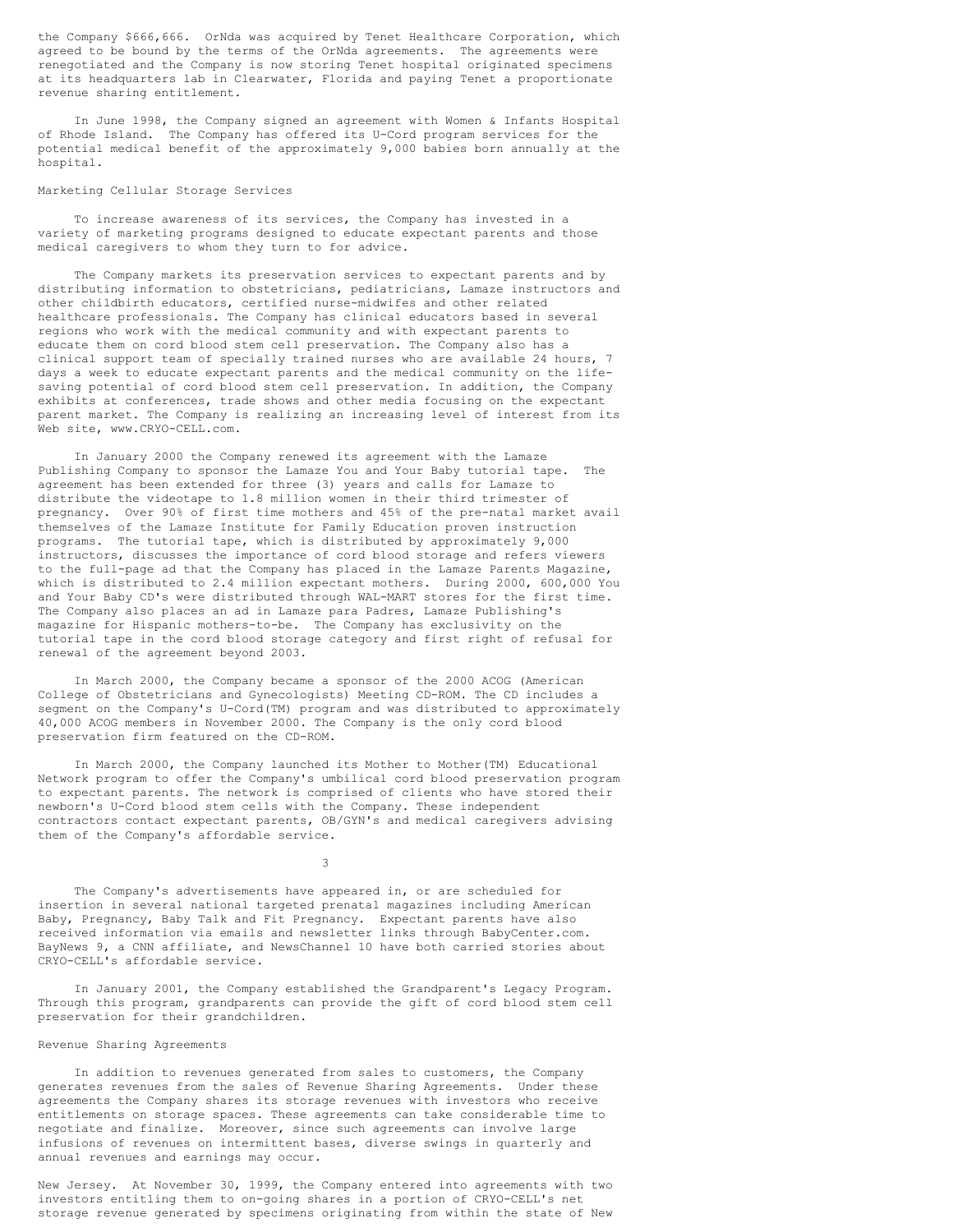the Company $666,666. OrNda was acquired by Tenet Healthcare Corporation, which agreed to be bound by the terms of the OrNda agreements. The agreements were renegotiated and the Company is now storing Tenet hospital originated specimens at its headquarters lab in Clearwater, Florida and paying Tenet a proportionate revenue sharing entitlement.

In June 1998, the Company signed an agreement with Women & Infants Hospital of Rhode Island. The Company has offered its U-Cord program services for the potential medical benefit of the approximately 9,000 babies born annually at the hospital.

Marketing Cellular Storage Services

To increase awareness of its services, the Company has invested in a variety of marketing programs designed to educate expectant parents and those medical caregivers to whom they turn to for advice.

The Company markets its preservation services to expectant parents and by distributing information to obstetricians, pediatricians, Lamaze instructors and other childbirth educators, certified nurse-midwifes and other related healthcare professionals. The Company has clinical educators based in several regions who work with the medical community and with expectant parents to educate them on cord blood stem cell preservation. The Company also has a clinical support team of specially trained nurses who are available 24 hours, 7 days a week to educate expectant parents and the medical community on the life-saving potential of cord blood stem cell preservation. In addition, the Company exhibits at conferences, trade shows and other media focusing on the expectant parent market. The Company is realizing an increasing level of interest from its Web site, www.CRYO-CELL.com.

In January 2000 the Company renewed its agreement with the Lamaze Publishing Company to sponsor the Lamaze You and Your Baby tutorial tape. The agreement has been extended for three (3) years and calls for Lamaze to distribute the videotape to 1.8 million women in their third trimester of pregnancy. Over 90% of first time mothers and 45% of the pre-natal market avail themselves of the Lamaze Institute for Family Education proven instruction programs. The tutorial tape, which is distributed by approximately 9,000 instructors, discusses the importance of cord blood storage and refers viewers to the full-page ad that the Company has placed in the Lamaze Parents Magazine, which is distributed to 2.4 million expectant mothers. During 2000, 600,000 You and Your Baby CD's were distributed through WAL-MART stores for the first time. The Company also places an ad in Lamaze para Padres, Lamaze Publishing's magazine for Hispanic mothers-to-be. The Company has exclusivity on the tutorial tape in the cord blood storage category and first right of refusal for renewal of the agreement beyond 2003.

In March 2000, the Company became a sponsor of the 2000 ACOG (American College of Obstetricians and Gynecologists) Meeting CD-ROM. The CD includes a segment on the Company's U-Cord(TM) program and was distributed to approximately 40,000 ACOG members in November 2000. The Company is the only cord blood preservation firm featured on the CD-ROM.

In March 2000, the Company launched its Mother to Mother(TM) Educational Network program to offer the Company's umbilical cord blood preservation program to expectant parents. The network is comprised of clients who have stored their newborn's U-Cord blood stem cells with the Company. These independent contractors contact expectant parents, OB/GYN's and medical caregivers advising them of the Company's affordable service.

The Company's advertisements have appeared in, or are scheduled for insertion in several national targeted prenatal magazines including American Baby, Pregnancy, Baby Talk and Fit Pregnancy. Expectant parents have also received information via emails and newsletter links through BabyCenter.com. BayNews 9, a CNN affiliate, and NewsChannel 10 have both carried stories about CRYO-CELL's affordable service.

In January 2001, the Company established the Grandparent's Legacy Program. Through this program, grandparents can provide the gift of cord blood stem cell preservation for their grandchildren.

Revenue Sharing Agreements

In addition to revenues generated from sales to customers, the Company generates revenues from the sales of Revenue Sharing Agreements. Under these agreements the Company shares its storage revenues with investors who receive entitlements on storage spaces. These agreements can take considerable time to negotiate and finalize. Moreover, since such agreements can involve large infusions of revenues on intermittent bases, diverse swings in quarterly and annual revenues and earnings may occur.

New Jersey. At November 30, 1999, the Company entered into agreements with two investors entitling them to on-going shares in a portion of CRYO-CELL's net storage revenue generated by specimens originating from within the state of New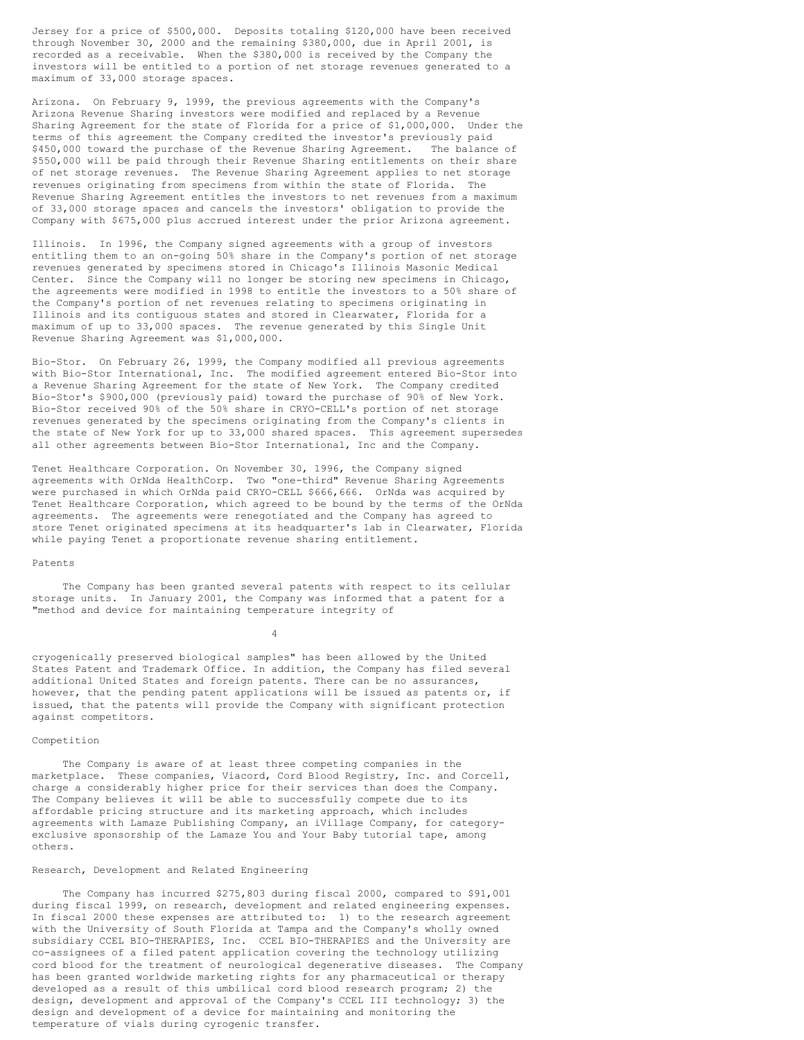Jersey for a price of $500,000. Deposits totaling $120,000 have been received through November 30, 2000 and the remaining $380,000, due in April 2001, is recorded as a receivable. When the $380,000 is received by the Company the investors will be entitled to a portion of net storage revenues generated to a maximum of 33,000 storage spaces.

Arizona. On February 9, 1999, the previous agreements with the Company's Arizona Revenue Sharing investors were modified and replaced by a Revenue Sharing Agreement for the state of Florida for a price of $1,000,000. Under the terms of this agreement the Company credited the investor's previously paid $450,000 toward the purchase of the Revenue Sharing Agreement. The balance of $550,000 will be paid through their Revenue Sharing entitlements on their share of net storage revenues. The Revenue Sharing Agreement applies to net storage revenues originating from specimens from within the state of Florida. The Revenue Sharing Agreement entitles the investors to net revenues from a maximum of 33,000 storage spaces and cancels the investors' obligation to provide the Company with $675,000 plus accrued interest under the prior Arizona agreement.

Illinois. In 1996, the Company signed agreements with a group of investors entitling them to an on-going 50% share in the Company's portion of net storage revenues generated by specimens stored in Chicago's Illinois Masonic Medical Center. Since the Company will no longer be storing new specimens in Chicago, the agreements were modified in 1998 to entitle the investors to a 50% share of the Company's portion of net revenues relating to specimens originating in Illinois and its contiguous states and stored in Clearwater, Florida for a maximum of up to 33,000 spaces. The revenue generated by this Single Unit Revenue Sharing Agreement was $1,000,000.

Bio-Stor. On February 26, 1999, the Company modified all previous agreements with Bio-Stor International, Inc. The modified agreement entered Bio-Stor into a Revenue Sharing Agreement for the state of New York. The Company credited Bio-Stor's $900,000 (previously paid) toward the purchase of 90% of New York. Bio-Stor received 90% of the 50% share in CRYO-CELL's portion of net storage revenues generated by the specimens originating from the Company's clients in the state of New York for up to 33,000 shared spaces. This agreement supersedes all other agreements between Bio-Stor International, Inc and the Company.

Tenet Healthcare Corporation. On November 30, 1996, the Company signed agreements with OrNda HealthCorp. Two "one-third" Revenue Sharing Agreements were purchased in which OrNda paid CRYO-CELL $666,666. OrNda was acquired by Tenet Healthcare Corporation, which agreed to be bound by the terms of the OrNda agreements. The agreements were renegotiated and the Company has agreed to store Tenet originated specimens at its headquarter's lab in Clearwater, Florida while paying Tenet a proportionate revenue sharing entitlement.

## Patents

The Company has been granted several patents with respect to its cellular storage units. In January 2001, the Company was informed that a patent for a "method and device for maintaining temperature integrity of cryogenically preserved biological samples" has been allowed by the United States Patent and Trademark Office. In addition, the Company has filed several additional United States and foreign patents. There can be no assurances, however, that the pending patent applications will be issued as patents or, if issued, that the patents will provide the Company with significant protection against competitors.

## Competition

The Company is aware of at least three competing companies in the marketplace. These companies, Viacord, Cord Blood Registry, Inc. and Corcell, charge a considerably higher price for their services than does the Company. The Company believes it will be able to successfully compete due to its affordable pricing structure and its marketing approach, which includes agreements with Lamaze Publishing Company, an iVillage Company, for category-exclusive sponsorship of the Lamaze You and Your Baby tutorial tape, among others.

## Research, Development and Related Engineering

The Company has incurred $275,803 during fiscal 2000, compared to $91,001 during fiscal 1999, on research, development and related engineering expenses. In fiscal 2000 these expenses are attributed to: 1) to the research agreement with the University of South Florida at Tampa and the Company's wholly owned subsidiary CCEL BIO-THERAPIES, Inc. CCEL BIO-THERAPIES and the University are co-assignees of a filed patent application covering the technology utilizing cord blood for the treatment of neurological degenerative diseases. The Company has been granted worldwide marketing rights for any pharmaceutical or therapy developed as a result of this umbilical cord blood research program; 2) the design, development and approval of the Company's CCEL III technology; 3) the design and development of a device for maintaining and monitoring the temperature of vials during cyrogenic transfer.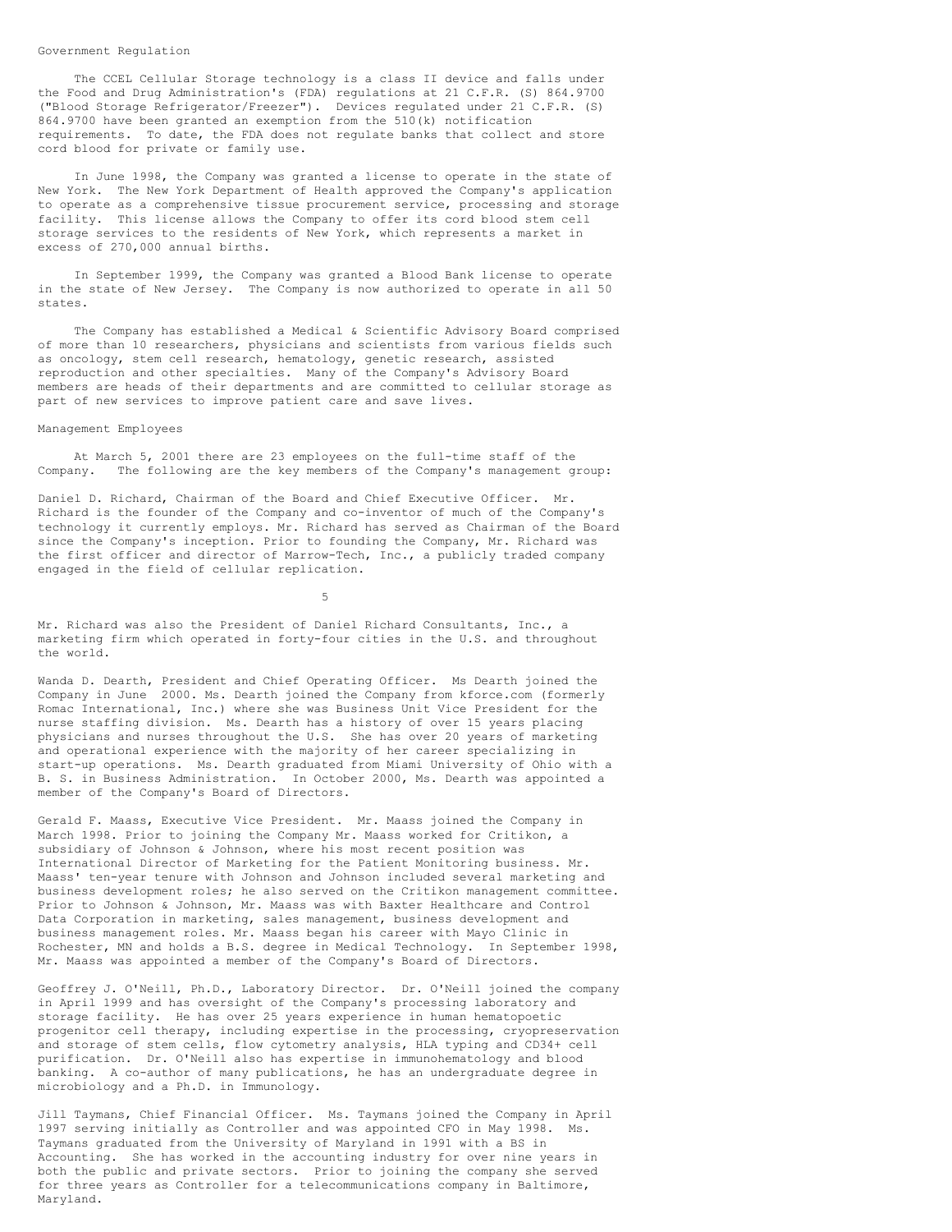## Government Regulation

The CCEL Cellular Storage technology is a class II device and falls under the Food and Drug Administration's (FDA) regulations at 21 C.F.R. (S) 864.9700 ("Blood Storage Refrigerator/Freezer"). Devices regulated under 21 C.F.R. (S) 864.9700 have been granted an exemption from the 510(k) notification requirements. To date, the FDA does not regulate banks that collect and store cord blood for private or family use.

In June 1998, the Company was granted a license to operate in the state of New York. The New York Department of Health approved the Company's application to operate as a comprehensive tissue procurement service, processing and storage facility. This license allows the Company to offer its cord blood stem cell storage services to the residents of New York, which represents a market in excess of 270,000 annual births.

In September 1999, the Company was granted a Blood Bank license to operate in the state of New Jersey. The Company is now authorized to operate in all 50 states.

The Company has established a Medical & Scientific Advisory Board comprised of more than 10 researchers, physicians and scientists from various fields such as oncology, stem cell research, hematology, genetic research, assisted reproduction and other specialties. Many of the Company's Advisory Board members are heads of their departments and are committed to cellular storage as part of new services to improve patient care and save lives.

## Management Employees

At March 5, 2001 there are 23 employees on the full-time staff of the Company. The following are the key members of the Company's management group:

Daniel D. Richard, Chairman of the Board and Chief Executive Officer. Mr. Richard is the founder of the Company and co-inventor of much of the Company's technology it currently employs. Mr. Richard has served as Chairman of the Board since the Company's inception. Prior to founding the Company, Mr. Richard was the first officer and director of Marrow-Tech, Inc., a publicly traded company engaged in the field of cellular replication.

Mr. Richard was also the President of Daniel Richard Consultants, Inc., a marketing firm which operated in forty-four cities in the U.S. and throughout the world.

Wanda D. Dearth, President and Chief Operating Officer. Ms Dearth joined the Company in June 2000. Ms. Dearth joined the Company from kforce.com (formerly Romac International, Inc.) where she was Business Unit Vice President for the nurse staffing division. Ms. Dearth has a history of over 15 years placing physicians and nurses throughout the U.S. She has over 20 years of marketing and operational experience with the majority of her career specializing in start-up operations. Ms. Dearth graduated from Miami University of Ohio with a B. S. in Business Administration. In October 2000, Ms. Dearth was appointed a member of the Company's Board of Directors.

Gerald F. Maass, Executive Vice President. Mr. Maass joined the Company in March 1998. Prior to joining the Company Mr. Maass worked for Critikon, a subsidiary of Johnson & Johnson, where his most recent position was International Director of Marketing for the Patient Monitoring business. Mr. Maass' ten-year tenure with Johnson and Johnson included several marketing and business development roles; he also served on the Critikon management committee. Prior to Johnson & Johnson, Mr. Maass was with Baxter Healthcare and Control Data Corporation in marketing, sales management, business development and business management roles. Mr. Maass began his career with Mayo Clinic in Rochester, MN and holds a B.S. degree in Medical Technology. In September 1998, Mr. Maass was appointed a member of the Company's Board of Directors.

Geoffrey J. O'Neill, Ph.D., Laboratory Director. Dr. O'Neill joined the company in April 1999 and has oversight of the Company's processing laboratory and storage facility. He has over 25 years experience in human hematopoetic progenitor cell therapy, including expertise in the processing, cryopreservation and storage of stem cells, flow cytometry analysis, HLA typing and CD34+ cell purification. Dr. O'Neill also has expertise in immunohematology and blood banking. A co-author of many publications, he has an undergraduate degree in microbiology and a Ph.D. in Immunology.

Jill Taymans, Chief Financial Officer. Ms. Taymans joined the Company in April 1997 serving initially as Controller and was appointed CFO in May 1998. Ms. Taymans graduated from the University of Maryland in 1991 with a BS in Accounting. She has worked in the accounting industry for over nine years in both the public and private sectors. Prior to joining the company she served for three years as Controller for a telecommunications company in Baltimore, Maryland.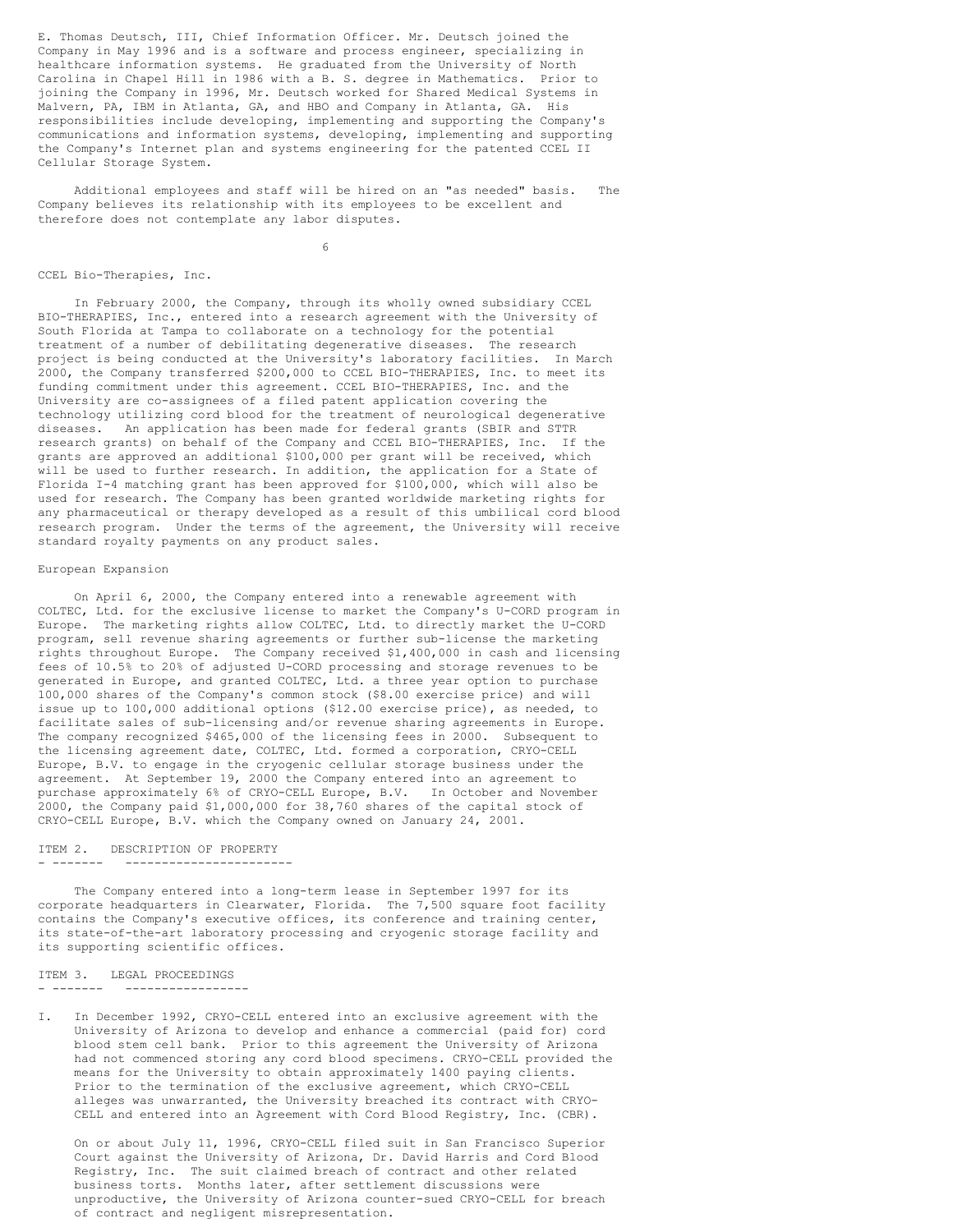E. Thomas Deutsch, III, Chief Information Officer. Mr. Deutsch joined the Company in May 1996 and is a software and process engineer, specializing in healthcare information systems. He graduated from the University of North Carolina in Chapel Hill in 1986 with a B. S. degree in Mathematics. Prior to joining the Company in 1996, Mr. Deutsch worked for Shared Medical Systems in Malvern, PA, IBM in Atlanta, GA, and HBO and Company in Atlanta, GA. His responsibilities include developing, implementing and supporting the Company's communications and information systems, developing, implementing and supporting the Company's Internet plan and systems engineering for the patented CCEL II Cellular Storage System.

Additional employees and staff will be hired on an "as needed" basis. The Company believes its relationship with its employees to be excellent and therefore does not contemplate any labor disputes.

CCEL Bio-Therapies, Inc.

In February 2000, the Company, through its wholly owned subsidiary CCEL BIO-THERAPIES, Inc., entered into a research agreement with the University of South Florida at Tampa to collaborate on a technology for the potential treatment of a number of debilitating degenerative diseases. The research project is being conducted at the University's laboratory facilities. In March 2000, the Company transferred $200,000 to CCEL BIO-THERAPIES, Inc. to meet its funding commitment under this agreement. CCEL BIO-THERAPIES, Inc. and the University are co-assignees of a filed patent application covering the technology utilizing cord blood for the treatment of neurological degenerative diseases. An application has been made for federal grants (SBIR and STTR research grants) on behalf of the Company and CCEL BIO-THERAPIES, Inc. If the grants are approved an additional $100,000 per grant will be received, which will be used to further research. In addition, the application for a State of Florida I-4 matching grant has been approved for $100,000, which will also be used for research. The Company has been granted worldwide marketing rights for any pharmaceutical or therapy developed as a result of this umbilical cord blood research program. Under the terms of the agreement, the University will receive standard royalty payments on any product sales.

European Expansion

On April 6, 2000, the Company entered into a renewable agreement with COLTEC, Ltd. for the exclusive license to market the Company's U-CORD program in Europe. The marketing rights allow COLTEC, Ltd. to directly market the U-CORD program, sell revenue sharing agreements or further sub-license the marketing rights throughout Europe. The Company received $1,400,000 in cash and licensing fees of 10.5% to 20% of adjusted U-CORD processing and storage revenues to be generated in Europe, and granted COLTEC, Ltd. a three year option to purchase 100,000 shares of the Company's common stock ($8.00 exercise price) and will issue up to 100,000 additional options ($12.00 exercise price), as needed, to facilitate sales of sub-licensing and/or revenue sharing agreements in Europe. The company recognized $465,000 of the licensing fees in 2000. Subsequent to the licensing agreement date, COLTEC, Ltd. formed a corporation, CRYO-CELL Europe, B.V. to engage in the cryogenic cellular storage business under the agreement. At September 19, 2000 the Company entered into an agreement to purchase approximately 6% of CRYO-CELL Europe, B.V. In October and November 2000, the Company paid $1,000,000 for 38,760 shares of the capital stock of CRYO-CELL Europe, B.V. which the Company owned on January 24, 2001.

## ITEM 2. DESCRIPTION OF PROPERTY

The Company entered into a long-term lease in September 1997 for its corporate headquarters in Clearwater, Florida. The 7,500 square foot facility contains the Company's executive offices, its conference and training center, its state-of-the-art laboratory processing and cryogenic storage facility and its supporting scientific offices.

## ITEM 3. LEGAL PROCEEDINGS

I. In December 1992, CRYO-CELL entered into an exclusive agreement with the University of Arizona to develop and enhance a commercial (paid for) cord blood stem cell bank. Prior to this agreement the University of Arizona had not commenced storing any cord blood specimens. CRYO-CELL provided the means for the University to obtain approximately 1400 paying clients. Prior to the termination of the exclusive agreement, which CRYO-CELL alleges was unwarranted, the University breached its contract with CRYO-CELL and entered into an Agreement with Cord Blood Registry, Inc. (CBR).

   On or about July 11, 1996, CRYO-CELL filed suit in San Francisco Superior Court against the University of Arizona, Dr. David Harris and Cord Blood Registry, Inc. The suit claimed breach of contract and other related business torts. Months later, after settlement discussions were unproductive, the University of Arizona counter-sued CRYO-CELL for breach of contract and negligent misrepresentation.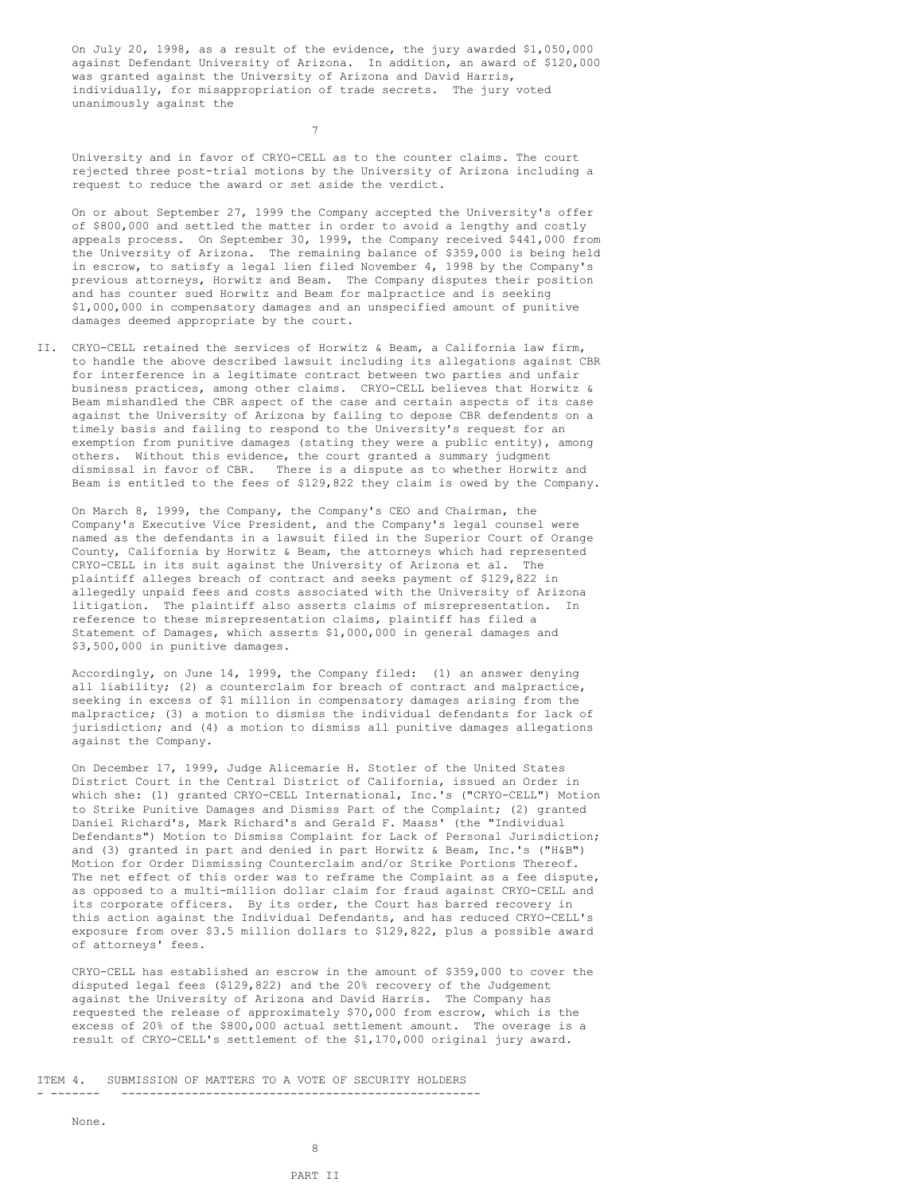On July 20, 1998, as a result of the evidence, the jury awarded $1,050,000 against Defendant University of Arizona. In addition, an award of $120,000 was granted against the University of Arizona and David Harris, individually, for misappropriation of trade secrets. The jury voted unanimously against the University and in favor of CRYO-CELL as to the counter claims. The court rejected three post-trial motions by the University of Arizona including a request to reduce the award or set aside the verdict.

On or about September 27, 1999 the Company accepted the University's offer of $800,000 and settled the matter in order to avoid a lengthy and costly appeals process. On September 30, 1999, the Company received $441,000 from the University of Arizona. The remaining balance of $359,000 is being held in escrow, to satisfy a legal lien filed November 4, 1998 by the Company's previous attorneys, Horwitz and Beam. The Company disputes their position and has counter sued Horwitz and Beam for malpractice and is seeking $1,000,000 in compensatory damages and an unspecified amount of punitive damages deemed appropriate by the court.

II. CRYO-CELL retained the services of Horwitz & Beam, a California law firm, to handle the above described lawsuit including its allegations against CBR for interference in a legitimate contract between two parties and unfair business practices, among other claims. CRYO-CELL believes that Horwitz & Beam mishandled the CBR aspect of the case and certain aspects of its case against the University of Arizona by failing to depose CBR defendents on a timely basis and failing to respond to the University's request for an exemption from punitive damages (stating they were a public entity), among others. Without this evidence, the court granted a summary judgment dismissal in favor of CBR. There is a dispute as to whether Horwitz and Beam is entitled to the fees of $129,822 they claim is owed by the Company.

On March 8, 1999, the Company, the Company's CEO and Chairman, the Company's Executive Vice President, and the Company's legal counsel were named as the defendants in a lawsuit filed in the Superior Court of Orange County, California by Horwitz & Beam, the attorneys which had represented CRYO-CELL in its suit against the University of Arizona et al. The plaintiff alleges breach of contract and seeks payment of $129,822 in allegedly unpaid fees and costs associated with the University of Arizona litigation. The plaintiff also asserts claims of misrepresentation. In reference to these misrepresentation claims, plaintiff has filed a Statement of Damages, which asserts $1,000,000 in general damages and $3,500,000 in punitive damages.

Accordingly, on June 14, 1999, the Company filed: (1) an answer denying all liability; (2) a counterclaim for breach of contract and malpractice, seeking in excess of $1 million in compensatory damages arising from the malpractice; (3) a motion to dismiss the individual defendants for lack of jurisdiction; and (4) a motion to dismiss all punitive damages allegations against the Company.

On December 17, 1999, Judge Alicemarie H. Stotler of the United States District Court in the Central District of California, issued an Order in which she: (1) granted CRYO-CELL International, Inc.'s ("CRYO-CELL") Motion to Strike Punitive Damages and Dismiss Part of the Complaint; (2) granted Daniel Richard's, Mark Richard's and Gerald F. Maass' (the "Individual Defendants") Motion to Dismiss Complaint for Lack of Personal Jurisdiction; and (3) granted in part and denied in part Horwitz & Beam, Inc.'s ("H&B") Motion for Order Dismissing Counterclaim and/or Strike Portions Thereof. The net effect of this order was to reframe the Complaint as a fee dispute, as opposed to a multi-million dollar claim for fraud against CRYO-CELL and its corporate officers. By its order, the Court has barred recovery in this action against the Individual Defendants, and has reduced CRYO-CELL's exposure from over $3.5 million dollars to $129,822, plus a possible award of attorneys' fees.

CRYO-CELL has established an escrow in the amount of $359,000 to cover the disputed legal fees ($129,822) and the 20% recovery of the Judgement against the University of Arizona and David Harris. The Company has requested the release of approximately $70,000 from escrow, which is the excess of 20% of the $800,000 actual settlement amount. The overage is a result of CRYO-CELL's settlement of the $1,170,000 original jury award.

## ITEM 4. SUBMISSION OF MATTERS TO A VOTE OF SECURITY HOLDERS

None.

# PART II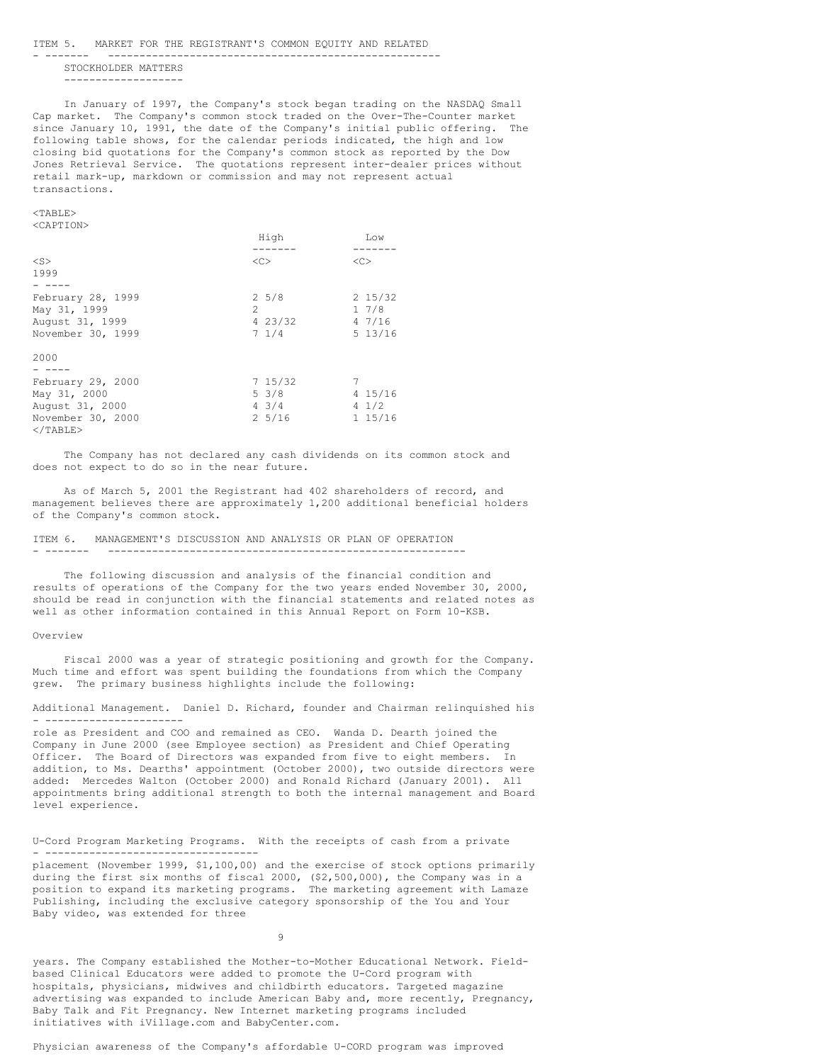## ITEM 5. MARKET FOR THE REGISTRANT'S COMMON EQUITY AND RELATED STOCKHOLDER MATTERS

In January of 1997, the Company's stock began trading on the NASDAQ Small Cap market. The Company's common stock traded on the Over-The-Counter market since January 10, 1991, the date of the Company's initial public offering. The following table shows, for the calendar periods indicated, the high and low closing bid quotations for the Company's common stock as reported by the Dow Jones Retrieval Service. The quotations represent inter-dealer prices without retail mark-up, markdown or commission and may not represent actual transactions.

| | High | Low |
|---|---|---|
| **1999** | | |
| February 28, 1999 | 2 5/8 | 2 15/32 |
| May 31, 1999 | 2 | 1 7/8 |
| August 31, 1999 | 4 23/32 | 4 7/16 |
| November 30, 1999 | 7 1/4 | 5 13/16 |
| **2000** | | |
| February 29, 2000 | 7 15/32 | 7 |
| May 31, 2000 | 5 3/8 | 4 15/16 |
| August 31, 2000 | 4 3/4 | 4 1/2 |
| November 30, 2000 | 2 5/16 | 1 15/16 |

The Company has not declared any cash dividends on its common stock and does not expect to do so in the near future.

As of March 5, 2001 the Registrant had 402 shareholders of record, and management believes there are approximately 1,200 additional beneficial holders of the Company's common stock.

## ITEM 6. MANAGEMENT'S DISCUSSION AND ANALYSIS OR PLAN OF OPERATION

The following discussion and analysis of the financial condition and results of operations of the Company for the two years ended November 30, 2000, should be read in conjunction with the financial statements and related notes as well as other information contained in this Annual Report on Form 10-KSB.

### Overview

Fiscal 2000 was a year of strategic positioning and growth for the Company. Much time and effort was spent building the foundations from which the Company grew. The primary business highlights include the following:

Additional Management. Daniel D. Richard, founder and Chairman relinquished his role as President and COO and remained as CEO. Wanda D. Dearth joined the Company in June 2000 (see Employee section) as President and Chief Operating Officer. The Board of Directors was expanded from five to eight members. In addition, to Ms. Dearths' appointment (October 2000), two outside directors were added: Mercedes Walton (October 2000) and Ronald Richard (January 2001). All appointments bring additional strength to both the internal management and Board level experience.

U-Cord Program Marketing Programs. With the receipts of cash from a private placement (November 1999, $1,100,00) and the exercise of stock options primarily during the first six months of fiscal 2000, ($2,500,000), the Company was in a position to expand its marketing programs. The marketing agreement with Lamaze Publishing, including the exclusive category sponsorship of the You and Your Baby video, was extended for three years. The Company established the Mother-to-Mother Educational Network. Field-based Clinical Educators were added to promote the U-Cord program with hospitals, physicians, midwives and childbirth educators. Targeted magazine advertising was expanded to include American Baby and, more recently, Pregnancy, Baby Talk and Fit Pregnancy. New Internet marketing programs included initiatives with iVillage.com and BabyCenter.com.

Physician awareness of the Company's affordable U-CORD program was improved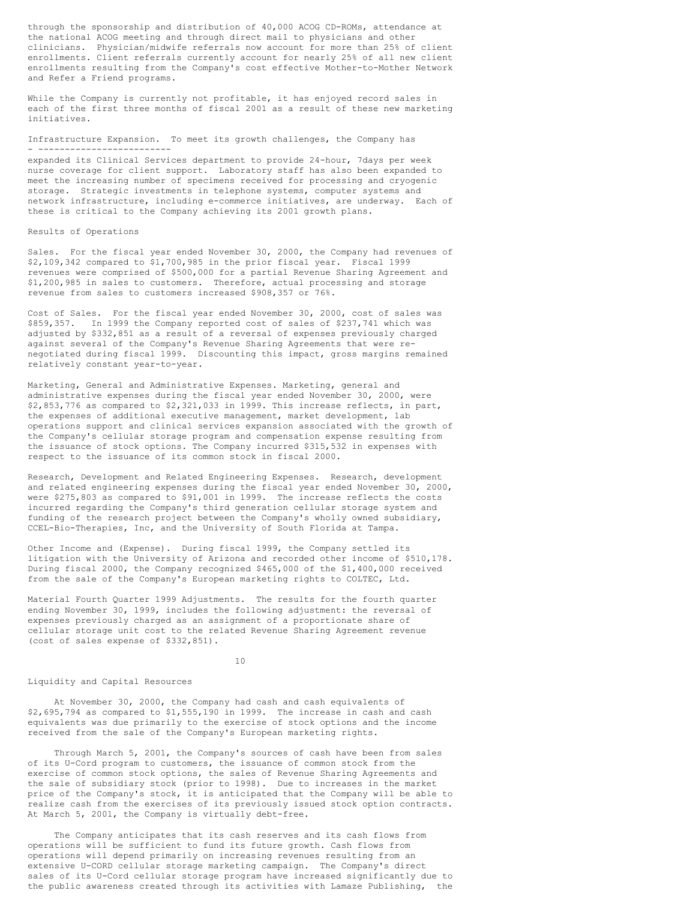through the sponsorship and distribution of 40,000 ACOG CD-ROMs, attendance at the national ACOG meeting and through direct mail to physicians and other clinicians. Physician/midwife referrals now account for more than 25% of client enrollments. Client referrals currently account for nearly 25% of all new client enrollments resulting from the Company's cost effective Mother-to-Mother Network and Refer a Friend programs.

While the Company is currently not profitable, it has enjoyed record sales in each of the first three months of fiscal 2001 as a result of these new marketing initiatives.

Infrastructure Expansion. To meet its growth challenges, the Company has expanded its Clinical Services department to provide 24-hour, 7days per week nurse coverage for client support. Laboratory staff has also been expanded to meet the increasing number of specimens received for processing and cryogenic storage. Strategic investments in telephone systems, computer systems and network infrastructure, including e-commerce initiatives, are underway. Each of these is critical to the Company achieving its 2001 growth plans.

## Results of Operations

Sales. For the fiscal year ended November 30, 2000, the Company had revenues of $2,109,342 compared to $1,700,985 in the prior fiscal year. Fiscal 1999 revenues were comprised of $500,000 for a partial Revenue Sharing Agreement and $1,200,985 in sales to customers. Therefore, actual processing and storage revenue from sales to customers increased $908,357 or 76%.

Cost of Sales. For the fiscal year ended November 30, 2000, cost of sales was $859,357. In 1999 the Company reported cost of sales of $237,741 which was adjusted by $332,851 as a result of a reversal of expenses previously charged against several of the Company's Revenue Sharing Agreements that were re-negotiated during fiscal 1999. Discounting this impact, gross margins remained relatively constant year-to-year.

Marketing, General and Administrative Expenses. Marketing, general and administrative expenses during the fiscal year ended November 30, 2000, were $2,853,776 as compared to $2,321,033 in 1999. This increase reflects, in part, the expenses of additional executive management, market development, lab operations support and clinical services expansion associated with the growth of the Company's cellular storage program and compensation expense resulting from the issuance of stock options. The Company incurred $315,532 in expenses with respect to the issuance of its common stock in fiscal 2000.

Research, Development and Related Engineering Expenses. Research, development and related engineering expenses during the fiscal year ended November 30, 2000, were $275,803 as compared to $91,001 in 1999. The increase reflects the costs incurred regarding the Company's third generation cellular storage system and funding of the research project between the Company's wholly owned subsidiary, CCEL-Bio-Therapies, Inc, and the University of South Florida at Tampa.

Other Income and (Expense). During fiscal 1999, the Company settled its litigation with the University of Arizona and recorded other income of $510,178. During fiscal 2000, the Company recognized $465,000 of the $1,400,000 received from the sale of the Company's European marketing rights to COLTEC, Ltd.

Material Fourth Quarter 1999 Adjustments. The results for the fourth quarter ending November 30, 1999, includes the following adjustment: the reversal of expenses previously charged as an assignment of a proportionate share of cellular storage unit cost to the related Revenue Sharing Agreement revenue (cost of sales expense of $332,851).

## Liquidity and Capital Resources

At November 30, 2000, the Company had cash and cash equivalents of $2,695,794 as compared to $1,555,190 in 1999. The increase in cash and cash equivalents was due primarily to the exercise of stock options and the income received from the sale of the Company's European marketing rights.

Through March 5, 2001, the Company's sources of cash have been from sales of its U-Cord program to customers, the issuance of common stock from the exercise of common stock options, the sales of Revenue Sharing Agreements and the sale of subsidiary stock (prior to 1998). Due to increases in the market price of the Company's stock, it is anticipated that the Company will be able to realize cash from the exercises of its previously issued stock option contracts. At March 5, 2001, the Company is virtually debt-free.

The Company anticipates that its cash reserves and its cash flows from operations will be sufficient to fund its future growth. Cash flows from operations will depend primarily on increasing revenues resulting from an extensive U-CORD cellular storage marketing campaign. The Company's direct sales of its U-Cord cellular storage program have increased significantly due to the public awareness created through its activities with Lamaze Publishing, the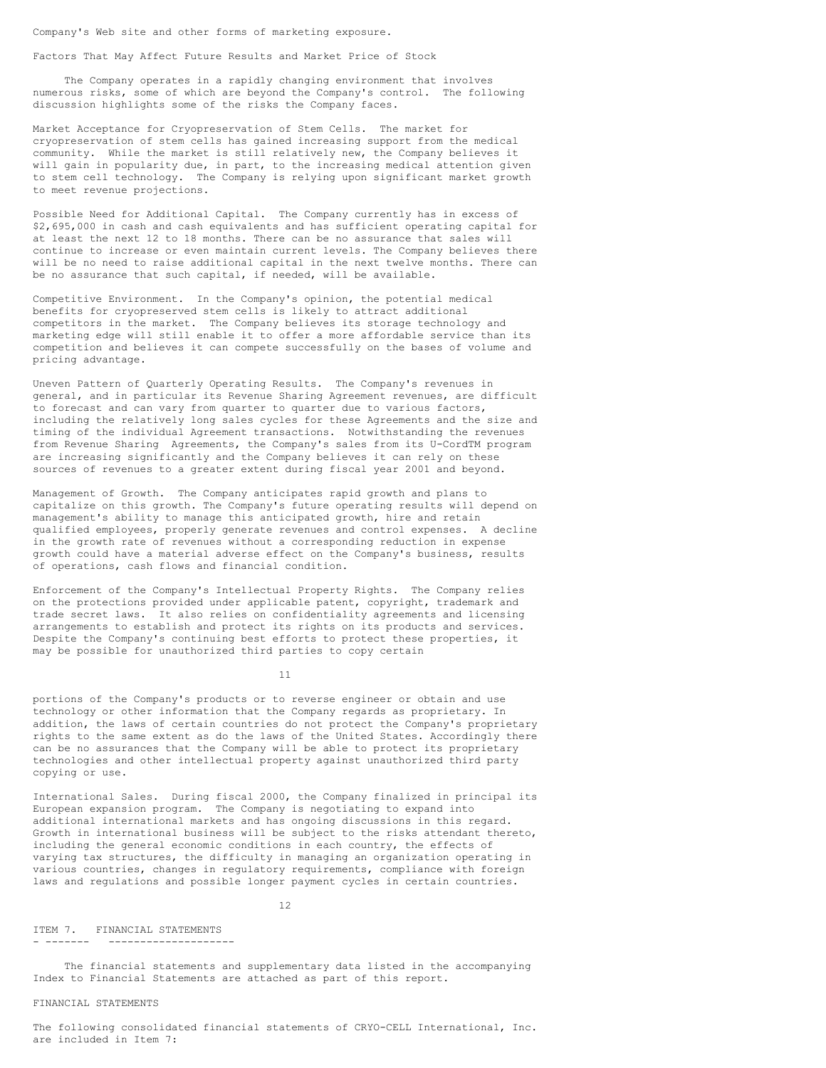Company's Web site and other forms of marketing exposure.

## Factors That May Affect Future Results and Market Price of Stock

The Company operates in a rapidly changing environment that involves numerous risks, some of which are beyond the Company's control. The following discussion highlights some of the risks the Company faces.

Market Acceptance for Cryopreservation of Stem Cells. The market for cryopreservation of stem cells has gained increasing support from the medical community. While the market is still relatively new, the Company believes it will gain in popularity due, in part, to the increasing medical attention given to stem cell technology. The Company is relying upon significant market growth to meet revenue projections.

Possible Need for Additional Capital. The Company currently has in excess of $2,695,000 in cash and cash equivalents and has sufficient operating capital for at least the next 12 to 18 months. There can be no assurance that sales will continue to increase or even maintain current levels. The Company believes there will be no need to raise additional capital in the next twelve months. There can be no assurance that such capital, if needed, will be available.

Competitive Environment. In the Company's opinion, the potential medical benefits for cryopreserved stem cells is likely to attract additional competitors in the market. The Company believes its storage technology and marketing edge will still enable it to offer a more affordable service than its competition and believes it can compete successfully on the bases of volume and pricing advantage.

Uneven Pattern of Quarterly Operating Results. The Company's revenues in general, and in particular its Revenue Sharing Agreement revenues, are difficult to forecast and can vary from quarter to quarter due to various factors, including the relatively long sales cycles for these Agreements and the size and timing of the individual Agreement transactions. Notwithstanding the revenues from Revenue Sharing Agreements, the Company's sales from its U-CordTM program are increasing significantly and the Company believes it can rely on these sources of revenues to a greater extent during fiscal year 2001 and beyond.

Management of Growth. The Company anticipates rapid growth and plans to capitalize on this growth. The Company's future operating results will depend on management's ability to manage this anticipated growth, hire and retain qualified employees, properly generate revenues and control expenses. A decline in the growth rate of revenues without a corresponding reduction in expense growth could have a material adverse effect on the Company's business, results of operations, cash flows and financial condition.

Enforcement of the Company's Intellectual Property Rights. The Company relies on the protections provided under applicable patent, copyright, trademark and trade secret laws. It also relies on confidentiality agreements and licensing arrangements to establish and protect its rights on its products and services. Despite the Company's continuing best efforts to protect these properties, it may be possible for unauthorized third parties to copy certain portions of the Company's products or to reverse engineer or obtain and use technology or other information that the Company regards as proprietary. In addition, the laws of certain countries do not protect the Company's proprietary rights to the same extent as do the laws of the United States. Accordingly there can be no assurances that the Company will be able to protect its proprietary technologies and other intellectual property against unauthorized third party copying or use.

International Sales. During fiscal 2000, the Company finalized in principal its European expansion program. The Company is negotiating to expand into additional international markets and has ongoing discussions in this regard. Growth in international business will be subject to the risks attendant thereto, including the general economic conditions in each country, the effects of varying tax structures, the difficulty in managing an organization operating in various countries, changes in regulatory requirements, compliance with foreign laws and regulations and possible longer payment cycles in certain countries.

## ITEM 7. FINANCIAL STATEMENTS

The financial statements and supplementary data listed in the accompanying Index to Financial Statements are attached as part of this report.

FINANCIAL STATEMENTS

The following consolidated financial statements of CRYO-CELL International, Inc. are included in Item 7: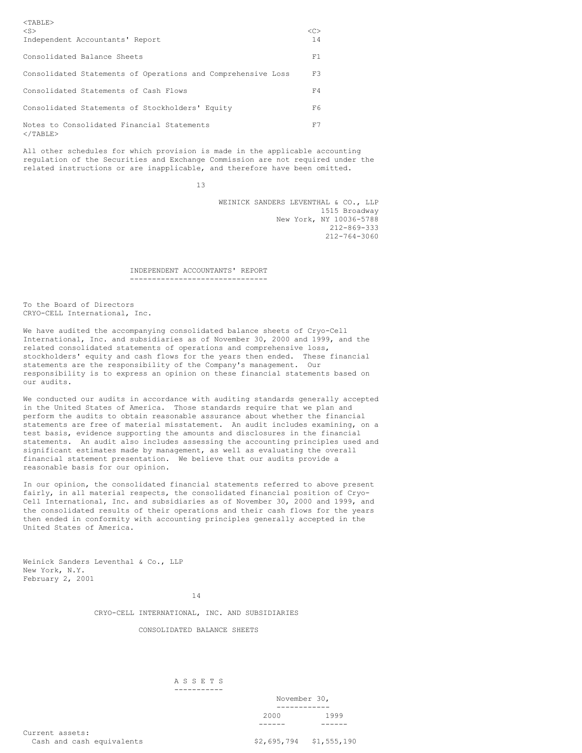| | |
|---|---|
| Independent Accountants' Report | 14 |
| Consolidated Balance Sheets | F1 |
| Consolidated Statements of Operations and Comprehensive Loss | F3 |
| Consolidated Statements of Cash Flows | F4 |
| Consolidated Statements of Stockholders' Equity | F6 |
| Notes to Consolidated Financial Statements | F7 |

All other schedules for which provision is made in the applicable accounting regulation of the Securities and Exchange Commission are not required under the related instructions or are inapplicable, and therefore have been omitted.

WEINICK SANDERS LEVENTHAL & CO., LLP
1515 Broadway
New York, NY 10036-5788
212-869-333
212-764-3060

## INDEPENDENT ACCOUNTANTS' REPORT

To the Board of Directors
CRYO-CELL International, Inc.

We have audited the accompanying consolidated balance sheets of Cryo-Cell International, Inc. and subsidiaries as of November 30, 2000 and 1999, and the related consolidated statements of operations and comprehensive loss, stockholders' equity and cash flows for the years then ended. These financial statements are the responsibility of the Company's management. Our responsibility is to express an opinion on these financial statements based on our audits.

We conducted our audits in accordance with auditing standards generally accepted in the United States of America. Those standards require that we plan and perform the audits to obtain reasonable assurance about whether the financial statements are free of material misstatement. An audit includes examining, on a test basis, evidence supporting the amounts and disclosures in the financial statements. An audit also includes assessing the accounting principles used and significant estimates made by management, as well as evaluating the overall financial statement presentation. We believe that our audits provide a reasonable basis for our opinion.

In our opinion, the consolidated financial statements referred to above present fairly, in all material respects, the consolidated financial position of Cryo-Cell International, Inc. and subsidiaries as of November 30, 2000 and 1999, and the consolidated results of their operations and their cash flows for the years then ended in conformity with accounting principles generally accepted in the United States of America.

Weinick Sanders Leventhal & Co., LLP
New York, N.Y.
February 2, 2001

## CRYO-CELL INTERNATIONAL, INC. AND SUBSIDIARIES

### CONSOLIDATED BALANCE SHEETS

#### A S S E T S

| | November 30, 2000 | November 30, 1999 |
|---|---|---|
| Current assets: | | |
| Cash and cash equivalents | $2,695,794 | $1,555,190 |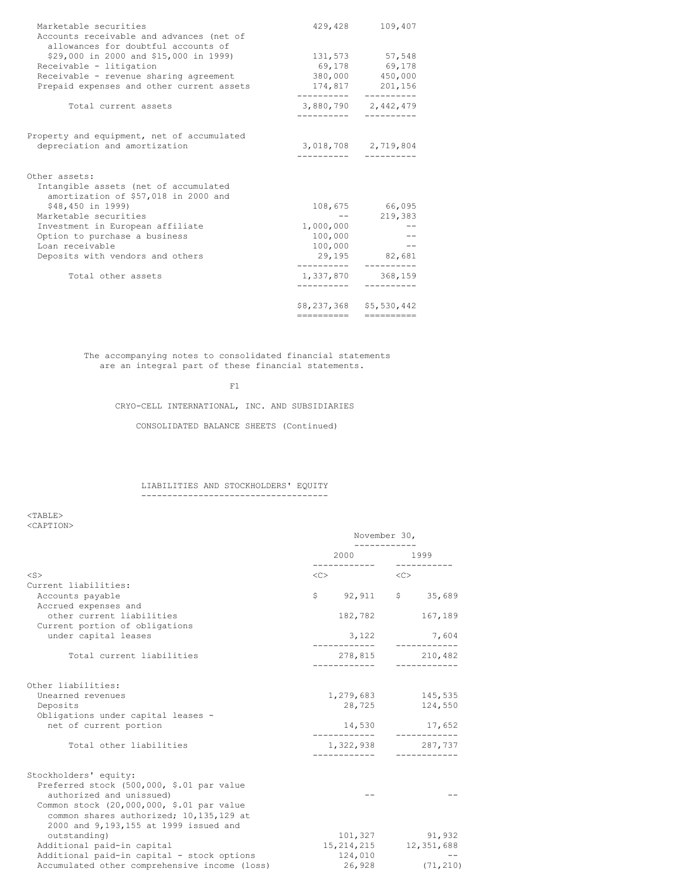| | | |
|---|---|---|
| Marketable securities | 429,428 | 109,407 |
| Accounts receivable and advances (net of allowances for doubtful accounts of $29,000 in 2000 and $15,000 in 1999) | 131,573 | 57,548 |
| Receivable - litigation | 69,178 | 69,178 |
| Receivable - revenue sharing agreement | 380,000 | 450,000 |
| Prepaid expenses and other current assets | 174,817 | 201,156 |
| Total current assets | 3,880,790 | 2,442,479 |
| Property and equipment, net of accumulated depreciation and amortization | 3,018,708 | 2,719,804 |
| Other assets: | | |
| Intangible assets (net of accumulated amortization of $57,018 in 2000 and $48,450 in 1999) | 108,675 | 66,095 |
| Marketable securities | -- | 219,383 |
| Investment in European affiliate | 1,000,000 | -- |
| Option to purchase a business | 100,000 | -- |
| Loan receivable | 100,000 | -- |
| Deposits with vendors and others | 29,195 | 82,681 |
| Total other assets | 1,337,870 | 368,159 |
| | $8,237,368 | $5,530,442 |

The accompanying notes to consolidated financial statements are an integral part of these financial statements.

F1

CRYO-CELL INTERNATIONAL, INC. AND SUBSIDIARIES

CONSOLIDATED BALANCE SHEETS (Continued)

LIABILITIES AND STOCKHOLDERS' EQUITY

| | November 30, 2000 | November 30, 1999 |
|---|---|---|
| Current liabilities: | | |
| Accounts payable | $ 92,911 | $ 35,689 |
| Accrued expenses and other current liabilities | 182,782 | 167,189 |
| Current portion of obligations under capital leases | 3,122 | 7,604 |
| Total current liabilities | 278,815 | 210,482 |
| Other liabilities: | | |
| Unearned revenues | 1,279,683 | 145,535 |
| Deposits | 28,725 | 124,550 |
| Obligations under capital leases - net of current portion | 14,530 | 17,652 |
| Total other liabilities | 1,322,938 | 287,737 |
| Stockholders' equity: | | |
| Preferred stock (500,000, $.01 par value authorized and unissued) | -- | -- |
| Common stock (20,000,000, $.01 par value common shares authorized; 10,135,129 at 2000 and 9,193,155 at 1999 issued and outstanding) | 101,327 | 91,932 |
| Additional paid-in capital | 15,214,215 | 12,351,688 |
| Additional paid-in capital - stock options | 124,010 | -- |
| Accumulated other comprehensive income (loss) | 26,928 | (71,210) |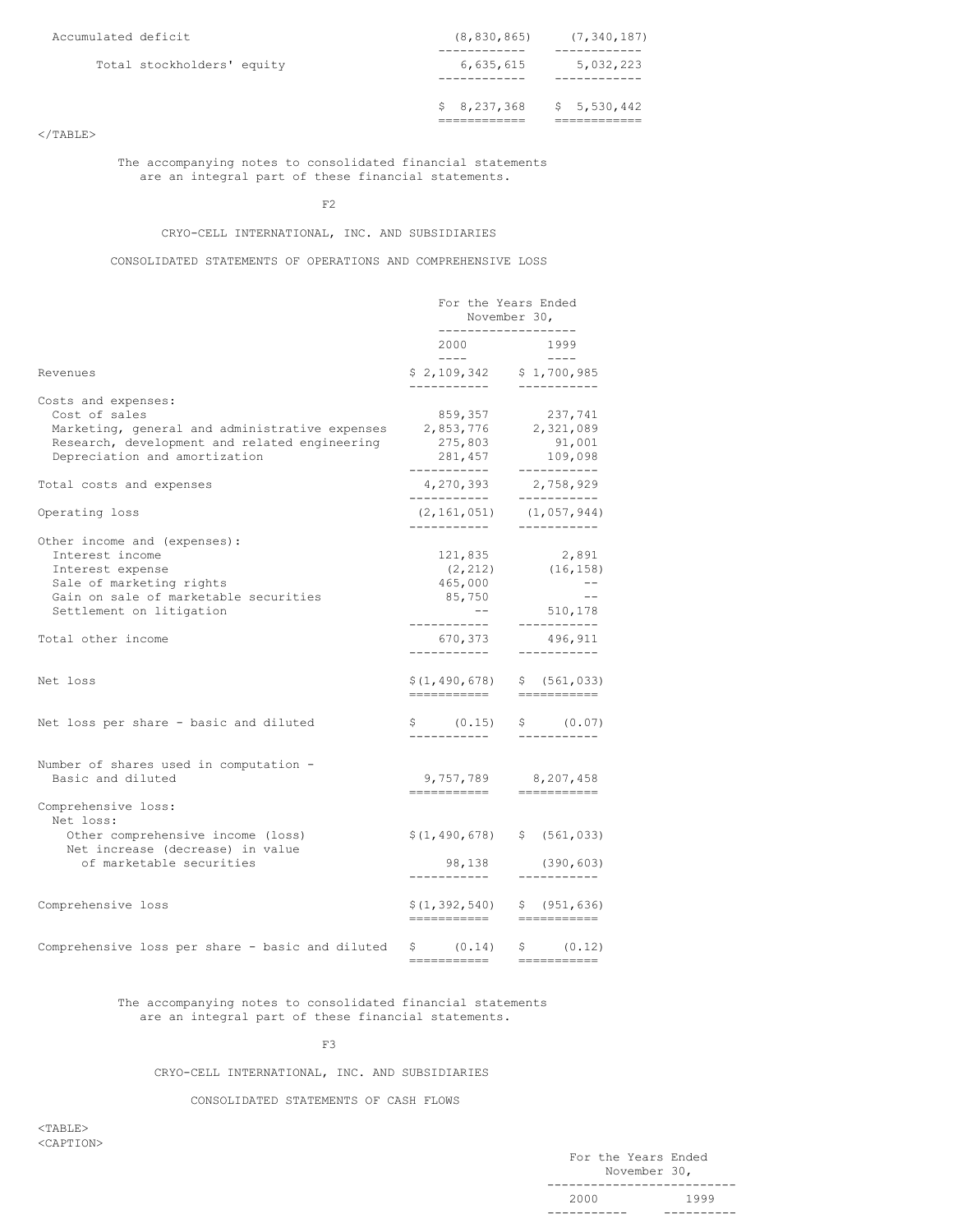| | | |
|---|---|---|
| Accumulated deficit | (8,830,865) | (7,340,187) |
| Total stockholders' equity | 6,635,615 | 5,032,223 |
| | $ 8,237,368 | $ 5,530,442 |

The accompanying notes to consolidated financial statements are an integral part of these financial statements.

CRYO-CELL INTERNATIONAL, INC. AND SUBSIDIARIES

CONSOLIDATED STATEMENTS OF OPERATIONS AND COMPREHENSIVE LOSS

| | For the Years Ended November 30, | |
|---|---|---|
| | 2000 | 1999 |
| Revenues | $ 2,109,342 | $ 1,700,985 |
| Costs and expenses: | | |
| Cost of sales | 859,357 | 237,741 |
| Marketing, general and administrative expenses | 2,853,776 | 2,321,089 |
| Research, development and related engineering | 275,803 | 91,001 |
| Depreciation and amortization | 281,457 | 109,098 |
| Total costs and expenses | 4,270,393 | 2,758,929 |
| Operating loss | (2,161,051) | (1,057,944) |
| Other income and (expenses): | | |
| Interest income | 121,835 | 2,891 |
| Interest expense | (2,212) | (16,158) |
| Sale of marketing rights | 465,000 | -- |
| Gain on sale of marketable securities | 85,750 | -- |
| Settlement on litigation | -- | 510,178 |
| Total other income | 670,373 | 496,911 |
| Net loss | $(1,490,678) | $ (561,033) |
| Net loss per share - basic and diluted | $ (0.15) | $ (0.07) |
| Number of shares used in computation - Basic and diluted | 9,757,789 | 8,207,458 |
| Comprehensive loss: | | |
| Net loss: | | |
| Other comprehensive income (loss) | $(1,490,678) | $ (561,033) |
| Net increase (decrease) in value of marketable securities | 98,138 | (390,603) |
| Comprehensive loss | $(1,392,540) | $ (951,636) |
| Comprehensive loss per share - basic and diluted | $ (0.14) | $ (0.12) |

The accompanying notes to consolidated financial statements are an integral part of these financial statements.

CRYO-CELL INTERNATIONAL, INC. AND SUBSIDIARIES

CONSOLIDATED STATEMENTS OF CASH FLOWS

| | For the Years Ended November 30, | |
|---|---|---|
| | 2000 | 1999 |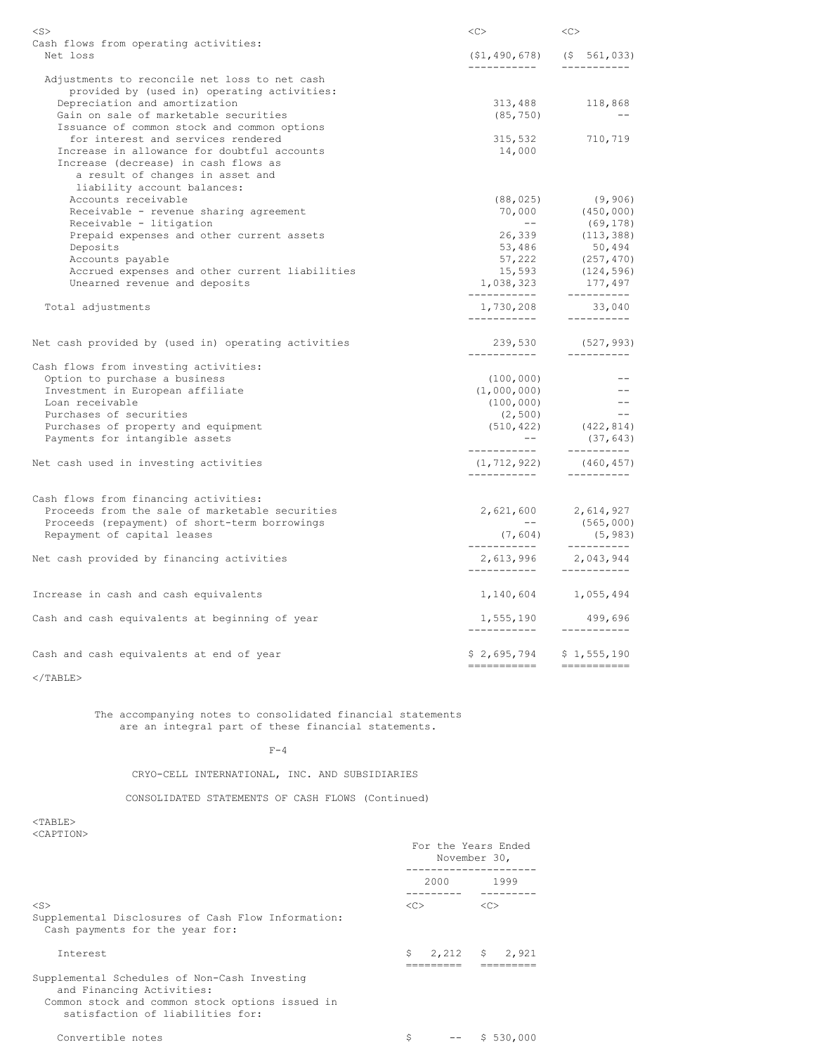| | | |
|---|---|---|
| Cash flows from operating activities: | | |
| Net loss | ($1,490,678) | ($ 561,033) |
| Adjustments to reconcile net loss to net cash provided by (used in) operating activities: | | |
| Depreciation and amortization | 313,488 | 118,868 |
| Gain on sale of marketable securities | (85,750) | -- |
| Issuance of common stock and common options for interest and services rendered | 315,532 | 710,719 |
| Increase in allowance for doubtful accounts | 14,000 | |
| Increase (decrease) in cash flows as a result of changes in asset and liability account balances: | | |
| Accounts receivable | (88,025) | (9,906) |
| Receivable - revenue sharing agreement | 70,000 | (450,000) |
| Receivable - litigation | -- | (69,178) |
| Prepaid expenses and other current assets | 26,339 | (113,388) |
| Deposits | 53,486 | 50,494 |
| Accounts payable | 57,222 | (257,470) |
| Accrued expenses and other current liabilities | 15,593 | (124,596) |
| Unearned revenue and deposits | 1,038,323 | 177,497 |
| Total adjustments | 1,730,208 | 33,040 |
| Net cash provided by (used in) operating activities | 239,530 | (527,993) |
| Cash flows from investing activities: | | |
| Option to purchase a business | (100,000) | -- |
| Investment in European affiliate | (1,000,000) | -- |
| Loan receivable | (100,000) | -- |
| Purchases of securities | (2,500) | -- |
| Purchases of property and equipment | (510,422) | (422,814) |
| Payments for intangible assets | -- | (37,643) |
| Net cash used in investing activities | (1,712,922) | (460,457) |
| Cash flows from financing activities: | | |
| Proceeds from the sale of marketable securities | 2,621,600 | 2,614,927 |
| Proceeds (repayment) of short-term borrowings | -- | (565,000) |
| Repayment of capital leases | (7,604) | (5,983) |
| Net cash provided by financing activities | 2,613,996 | 2,043,944 |
| Increase in cash and cash equivalents | 1,140,604 | 1,055,494 |
| Cash and cash equivalents at beginning of year | 1,555,190 | 499,696 |
| Cash and cash equivalents at end of year | $ 2,695,794 | $ 1,555,190 |

The accompanying notes to consolidated financial statements are an integral part of these financial statements.

F-4

CRYO-CELL INTERNATIONAL, INC. AND SUBSIDIARIES

CONSOLIDATED STATEMENTS OF CASH FLOWS (Continued)

| | For the Years Ended November 30, | |
|---|---|---|
| | 2000 | 1999 |
| Supplemental Disclosures of Cash Flow Information: | | |
| Cash payments for the year for: | | |
| Interest | $ 2,212 | $ 2,921 |
| Supplemental Schedules of Non-Cash Investing and Financing Activities: | | |
| Common stock and common stock options issued in satisfaction of liabilities for: | | |
| Convertible notes | $ -- | $ 530,000 |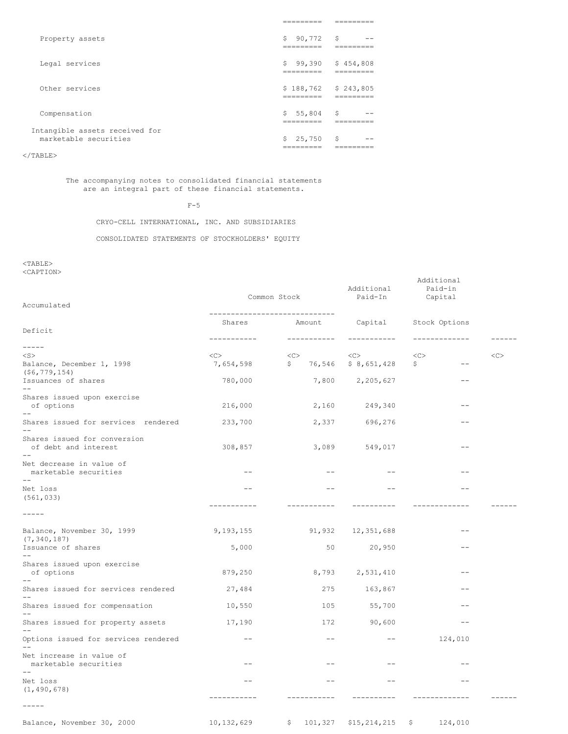| | | |
|---|---|---|
| Property assets | $ 90,772 | $ -- |
| Legal services | $ 99,390 | $ 454,808 |
| Other services | $ 188,762 | $ 243,805 |
| Compensation | $ 55,804 | $ -- |
| Intangible assets received for marketable securities | $ 25,750 | $ -- |

The accompanying notes to consolidated financial statements are an integral part of these financial statements.

CRYO-CELL INTERNATIONAL, INC. AND SUBSIDIARIES

CONSOLIDATED STATEMENTS OF STOCKHOLDERS' EQUITY

| | Common Stock | | Additional Paid-In | Additional Paid-in Capital | Accumulated |
|---|---|---|---|---|---|
| | Shares | Amount | Capital | Stock Options | Deficit |
| Balance, December 1, 1998 | 7,654,598 | $ 76,546 | $ 8,651,428 | $ -- | ($6,779,154) |
| Issuances of shares | 780,000 | 7,800 | 2,205,627 | -- | -- |
| Shares issued upon exercise of options | 216,000 | 2,160 | 249,340 | -- | -- |
| Shares issued for services rendered | 233,700 | 2,337 | 696,276 | -- | -- |
| Shares issued for conversion of debt and interest | 308,857 | 3,089 | 549,017 | -- | -- |
| Net decrease in value of marketable securities | -- | -- | -- | -- | -- |
| Net loss | -- | -- | -- | -- | (561,033) |
| Balance, November 30, 1999 | 9,193,155 | 91,932 | 12,351,688 | -- | (7,340,187) |
| Issuance of shares | 5,000 | 50 | 20,950 | -- | -- |
| Shares issued upon exercise of options | 879,250 | 8,793 | 2,531,410 | -- | -- |
| Shares issued for services rendered | 27,484 | 275 | 163,867 | -- | -- |
| Shares issued for compensation | 10,550 | 105 | 55,700 | -- | -- |
| Shares issued for property assets | 17,190 | 172 | 90,600 | -- | -- |
| Options issued for services rendered | -- | -- | -- | 124,010 | -- |
| Net increase in value of marketable securities | -- | -- | -- | -- | -- |
| Net loss | -- | -- | -- | -- | (1,490,678) |
| Balance, November 30, 2000 | 10,132,629 | $ 101,327 | $15,214,215 | $ 124,010 | |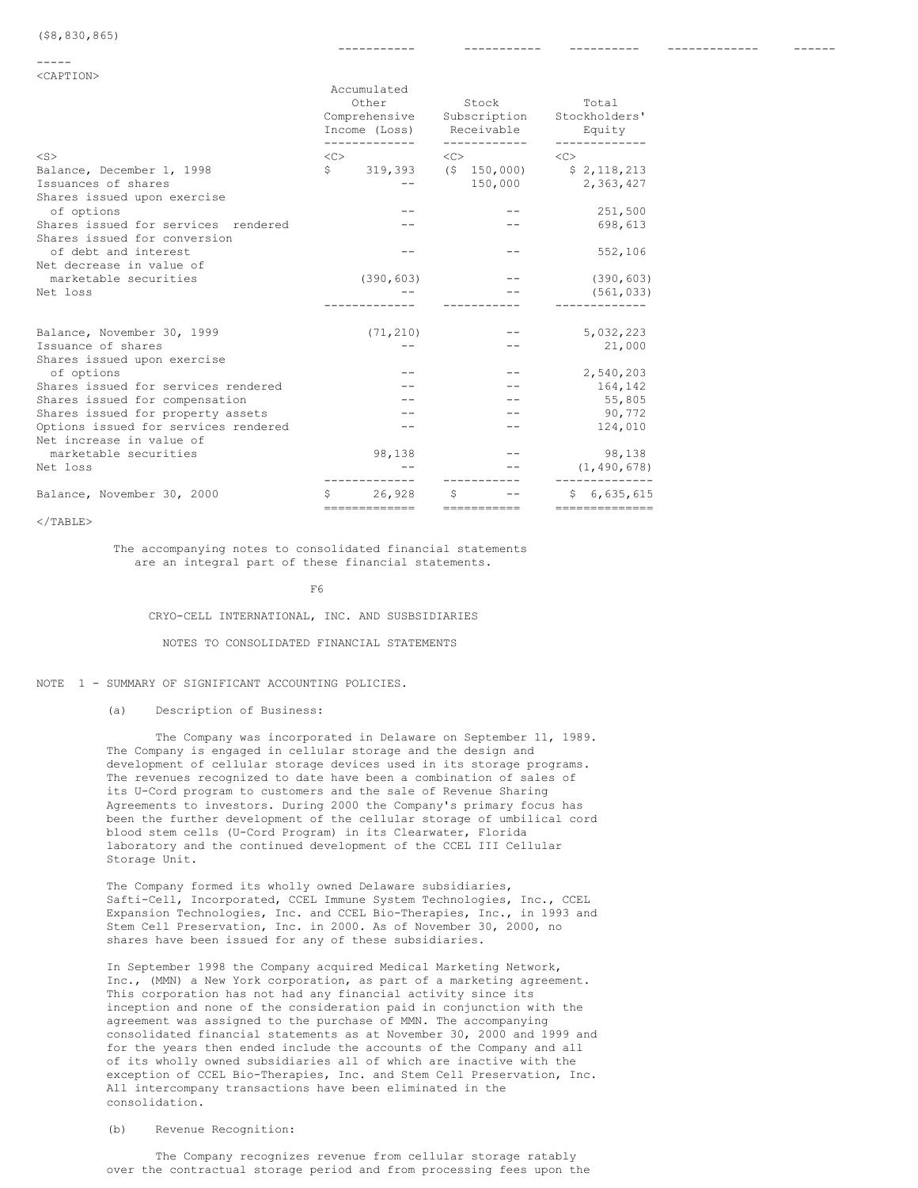($8,830,865)

| | Accumulated Other Comprehensive Income (Loss) | Stock Subscription Receivable | Total Stockholders' Equity |
|---|---|---|---|
| Balance, December 1, 1998 | $ 319,393 | ($ 150,000) | $ 2,118,213 |
| Issuances of shares | -- | 150,000 | 2,363,427 |
| Shares issued upon exercise of options | -- | -- | 251,500 |
| Shares issued for services rendered | -- | -- | 698,613 |
| Shares issued for conversion of debt and interest | -- | -- | 552,106 |
| Net decrease in value of marketable securities | (390,603) | -- | (390,603) |
| Net loss | -- | -- | (561,033) |
| Balance, November 30, 1999 | (71,210) | -- | 5,032,223 |
| Issuance of shares | -- | -- | 21,000 |
| Shares issued upon exercise of options | -- | -- | 2,540,203 |
| Shares issued for services rendered | -- | -- | 164,142 |
| Shares issued for compensation | -- | -- | 55,805 |
| Shares issued for property assets | -- | -- | 90,772 |
| Options issued for services rendered | -- | -- | 124,010 |
| Net increase in value of marketable securities | 98,138 | -- | 98,138 |
| Net loss | -- | -- | (1,490,678) |
| Balance, November 30, 2000 | $ 26,928 | $ -- | $ 6,635,615 |

The accompanying notes to consolidated financial statements are an integral part of these financial statements.

CRYO-CELL INTERNATIONAL, INC. AND SUSBSIDIARIES

NOTES TO CONSOLIDATED FINANCIAL STATEMENTS

NOTE 1 - SUMMARY OF SIGNIFICANT ACCOUNTING POLICIES.

(a) Description of Business:

The Company was incorporated in Delaware on September 11, 1989. The Company is engaged in cellular storage and the design and development of cellular storage devices used in its storage programs. The revenues recognized to date have been a combination of sales of its U-Cord program to customers and the sale of Revenue Sharing Agreements to investors. During 2000 the Company's primary focus has been the further development of the cellular storage of umbilical cord blood stem cells (U-Cord Program) in its Clearwater, Florida laboratory and the continued development of the CCEL III Cellular Storage Unit.

The Company formed its wholly owned Delaware subsidiaries, Safti-Cell, Incorporated, CCEL Immune System Technologies, Inc., CCEL Expansion Technologies, Inc. and CCEL Bio-Therapies, Inc., in 1993 and Stem Cell Preservation, Inc. in 2000. As of November 30, 2000, no shares have been issued for any of these subsidiaries.

In September 1998 the Company acquired Medical Marketing Network, Inc., (MMN) a New York corporation, as part of a marketing agreement. This corporation has not had any financial activity since its inception and none of the consideration paid in conjunction with the agreement was assigned to the purchase of MMN. The accompanying consolidated financial statements as at November 30, 2000 and 1999 and for the years then ended include the accounts of the Company and all of its wholly owned subsidiaries all of which are inactive with the exception of CCEL Bio-Therapies, Inc. and Stem Cell Preservation, Inc. All intercompany transactions have been eliminated in the consolidation.

(b) Revenue Recognition:

The Company recognizes revenue from cellular storage ratably over the contractual storage period and from processing fees upon the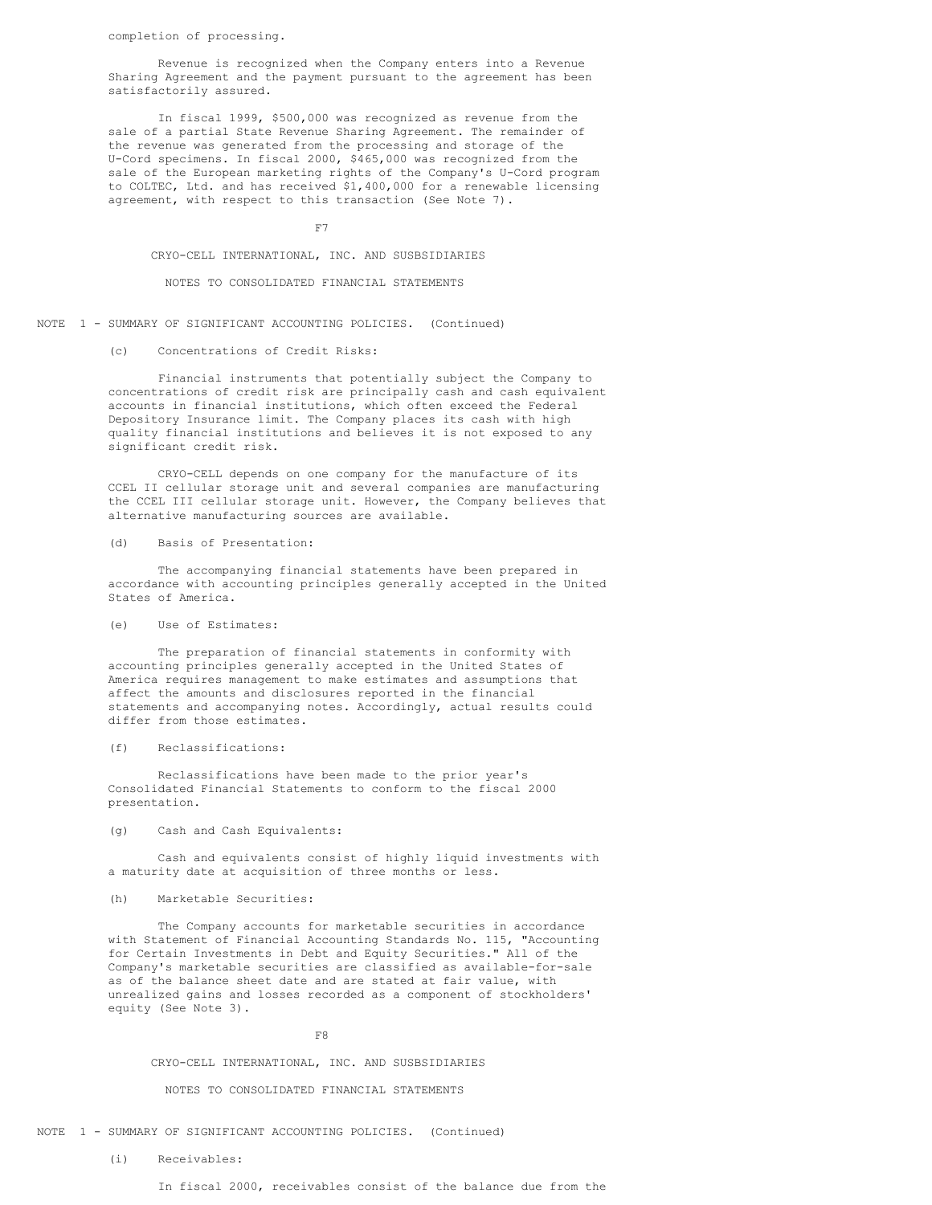completion of processing.

Revenue is recognized when the Company enters into a Revenue Sharing Agreement and the payment pursuant to the agreement has been satisfactorily assured.

In fiscal 1999, $500,000 was recognized as revenue from the sale of a partial State Revenue Sharing Agreement. The remainder of the revenue was generated from the processing and storage of the U-Cord specimens. In fiscal 2000, $465,000 was recognized from the sale of the European marketing rights of the Company's U-Cord program to COLTEC, Ltd. and has received $1,400,000 for a renewable licensing agreement, with respect to this transaction (See Note 7).

CRYO-CELL INTERNATIONAL, INC. AND SUSBSIDIARIES

NOTES TO CONSOLIDATED FINANCIAL STATEMENTS

NOTE 1 - SUMMARY OF SIGNIFICANT ACCOUNTING POLICIES. (Continued)

(c) Concentrations of Credit Risks:

Financial instruments that potentially subject the Company to concentrations of credit risk are principally cash and cash equivalent accounts in financial institutions, which often exceed the Federal Depository Insurance limit. The Company places its cash with high quality financial institutions and believes it is not exposed to any significant credit risk.

CRYO-CELL depends on one company for the manufacture of its CCEL II cellular storage unit and several companies are manufacturing the CCEL III cellular storage unit. However, the Company believes that alternative manufacturing sources are available.

(d) Basis of Presentation:

The accompanying financial statements have been prepared in accordance with accounting principles generally accepted in the United States of America.

(e) Use of Estimates:

The preparation of financial statements in conformity with accounting principles generally accepted in the United States of America requires management to make estimates and assumptions that affect the amounts and disclosures reported in the financial statements and accompanying notes. Accordingly, actual results could differ from those estimates.

(f) Reclassifications:

Reclassifications have been made to the prior year's Consolidated Financial Statements to conform to the fiscal 2000 presentation.

(g) Cash and Cash Equivalents:

Cash and equivalents consist of highly liquid investments with a maturity date at acquisition of three months or less.

(h) Marketable Securities:

The Company accounts for marketable securities in accordance with Statement of Financial Accounting Standards No. 115, "Accounting for Certain Investments in Debt and Equity Securities." All of the Company's marketable securities are classified as available-for-sale as of the balance sheet date and are stated at fair value, with unrealized gains and losses recorded as a component of stockholders' equity (See Note 3).

CRYO-CELL INTERNATIONAL, INC. AND SUSBSIDIARIES

NOTES TO CONSOLIDATED FINANCIAL STATEMENTS

NOTE 1 - SUMMARY OF SIGNIFICANT ACCOUNTING POLICIES. (Continued)

(i) Receivables:

In fiscal 2000, receivables consist of the balance due from the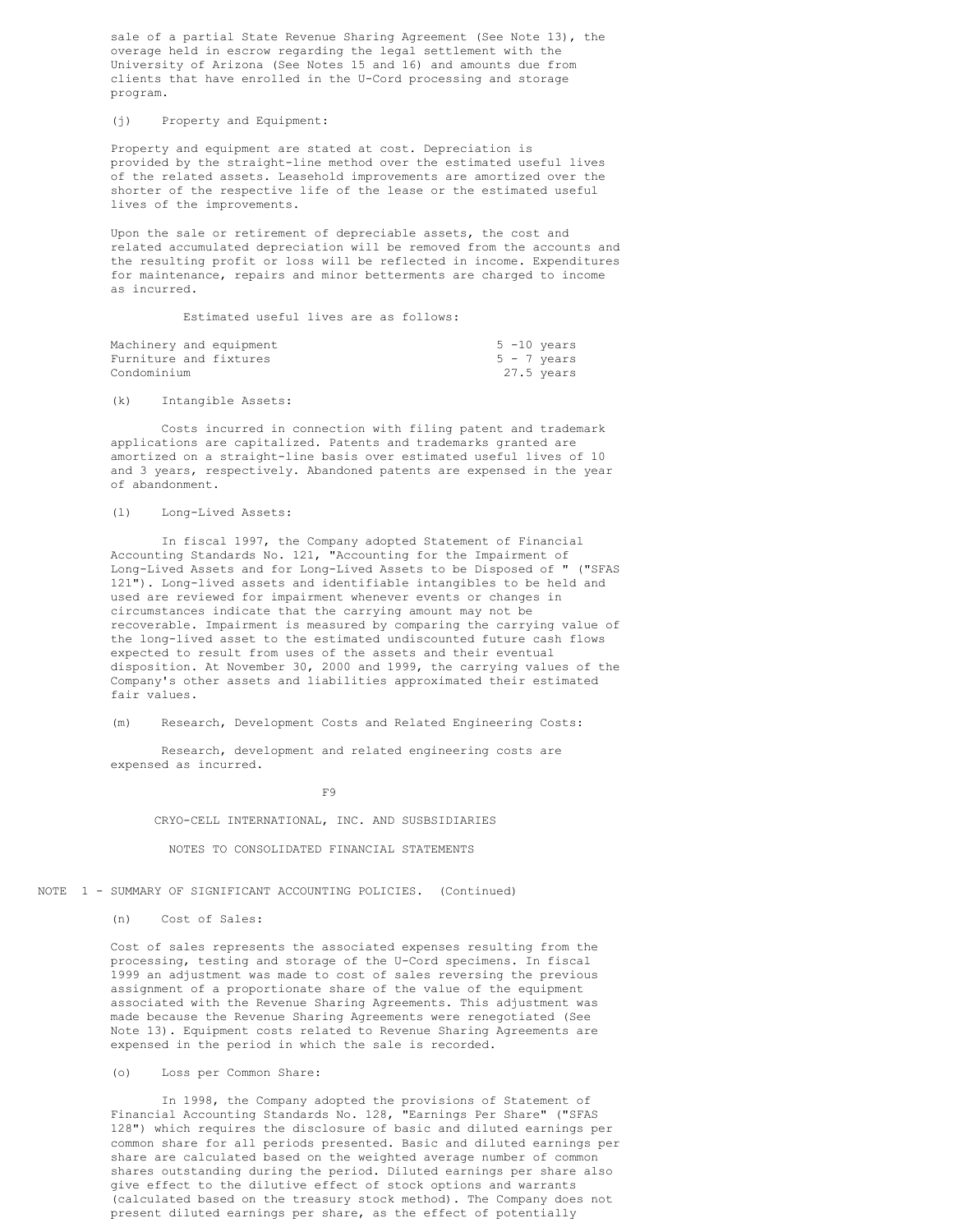sale of a partial State Revenue Sharing Agreement (See Note 13), the overage held in escrow regarding the legal settlement with the University of Arizona (See Notes 15 and 16) and amounts due from clients that have enrolled in the U-Cord processing and storage program.

(j) Property and Equipment:

Property and equipment are stated at cost. Depreciation is provided by the straight-line method over the estimated useful lives of the related assets. Leasehold improvements are amortized over the shorter of the respective life of the lease or the estimated useful lives of the improvements.

Upon the sale or retirement of depreciable assets, the cost and related accumulated depreciation will be removed from the accounts and the resulting profit or loss will be reflected in income. Expenditures for maintenance, repairs and minor betterments are charged to income as incurred.

Estimated useful lives are as follows:

| | |
|---|---|
| Machinery and equipment | 5 -10 years |
| Furniture and fixtures | 5 - 7 years |
| Condominium | 27.5 years |

(k) Intangible Assets:

Costs incurred in connection with filing patent and trademark applications are capitalized. Patents and trademarks granted are amortized on a straight-line basis over estimated useful lives of 10 and 3 years, respectively. Abandoned patents are expensed in the year of abandonment.

(l) Long-Lived Assets:

In fiscal 1997, the Company adopted Statement of Financial Accounting Standards No. 121, "Accounting for the Impairment of Long-Lived Assets and for Long-Lived Assets to be Disposed of " ("SFAS 121"). Long-lived assets and identifiable intangibles to be held and used are reviewed for impairment whenever events or changes in circumstances indicate that the carrying amount may not be recoverable. Impairment is measured by comparing the carrying value of the long-lived asset to the estimated undiscounted future cash flows expected to result from uses of the assets and their eventual disposition. At November 30, 2000 and 1999, the carrying values of the Company's other assets and liabilities approximated their estimated fair values.

(m) Research, Development Costs and Related Engineering Costs:

Research, development and related engineering costs are expensed as incurred.

CRYO-CELL INTERNATIONAL, INC. AND SUSBSIDIARIES

NOTES TO CONSOLIDATED FINANCIAL STATEMENTS

NOTE 1 - SUMMARY OF SIGNIFICANT ACCOUNTING POLICIES. (Continued)

(n) Cost of Sales:

Cost of sales represents the associated expenses resulting from the processing, testing and storage of the U-Cord specimens. In fiscal 1999 an adjustment was made to cost of sales reversing the previous assignment of a proportionate share of the value of the equipment associated with the Revenue Sharing Agreements. This adjustment was made because the Revenue Sharing Agreements were renegotiated (See Note 13). Equipment costs related to Revenue Sharing Agreements are expensed in the period in which the sale is recorded.

(o) Loss per Common Share:

In 1998, the Company adopted the provisions of Statement of Financial Accounting Standards No. 128, "Earnings Per Share" ("SFAS 128") which requires the disclosure of basic and diluted earnings per common share for all periods presented. Basic and diluted earnings per share are calculated based on the weighted average number of common shares outstanding during the period. Diluted earnings per share also give effect to the dilutive effect of stock options and warrants (calculated based on the treasury stock method). The Company does not present diluted earnings per share, as the effect of potentially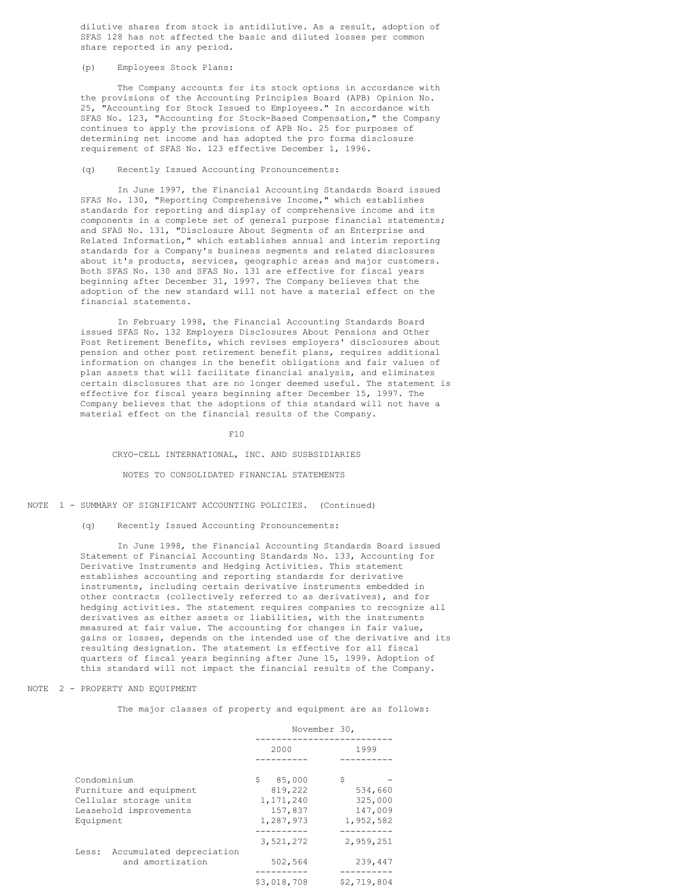dilutive shares from stock is antidilutive. As a result, adoption of SFAS 128 has not affected the basic and diluted losses per common share reported in any period.

(p) Employees Stock Plans:

The Company accounts for its stock options in accordance with the provisions of the Accounting Principles Board (APB) Opinion No. 25, "Accounting for Stock Issued to Employees." In accordance with SFAS No. 123, "Accounting for Stock-Based Compensation," the Company continues to apply the provisions of APB No. 25 for purposes of determining net income and has adopted the pro forma disclosure requirement of SFAS No. 123 effective December 1, 1996.

(q) Recently Issued Accounting Pronouncements:

In June 1997, the Financial Accounting Standards Board issued SFAS No. 130, "Reporting Comprehensive Income," which establishes standards for reporting and display of comprehensive income and its components in a complete set of general purpose financial statements; and SFAS No. 131, "Disclosure About Segments of an Enterprise and Related Information," which establishes annual and interim reporting standards for a Company's business segments and related disclosures about it's products, services, geographic areas and major customers. Both SFAS No. 130 and SFAS No. 131 are effective for fiscal years beginning after December 31, 1997. The Company believes that the adoption of the new standard will not have a material effect on the financial statements.

In February 1998, the Financial Accounting Standards Board issued SFAS No. 132 Employers Disclosures About Pensions and Other Post Retirement Benefits, which revises employers' disclosures about pension and other post retirement benefit plans, requires additional information on changes in the benefit obligations and fair values of plan assets that will facilitate financial analysis, and eliminates certain disclosures that are no longer deemed useful. The statement is effective for fiscal years beginning after December 15, 1997. The Company believes that the adoptions of this standard will not have a material effect on the financial results of the Company.

CRYO-CELL INTERNATIONAL, INC. AND SUSBSIDIARIES

NOTES TO CONSOLIDATED FINANCIAL STATEMENTS

NOTE 1 - SUMMARY OF SIGNIFICANT ACCOUNTING POLICIES. (Continued)

(q) Recently Issued Accounting Pronouncements:

In June 1998, the Financial Accounting Standards Board issued Statement of Financial Accounting Standards No. 133, Accounting for Derivative Instruments and Hedging Activities. This statement establishes accounting and reporting standards for derivative instruments, including certain derivative instruments embedded in other contracts (collectively referred to as derivatives), and for hedging activities. The statement requires companies to recognize all derivatives as either assets or liabilities, with the instruments measured at fair value. The accounting for changes in fair value, gains or losses, depends on the intended use of the derivative and its resulting designation. The statement is effective for all fiscal quarters of fiscal years beginning after June 15, 1999. Adoption of this standard will not impact the financial results of the Company.

NOTE 2 - PROPERTY AND EQUIPMENT

The major classes of property and equipment are as follows:

| | November 30, 2000 | November 30, 1999 |
|---|---|---|
| Condominium | $ 85,000 | $ - |
| Furniture and equipment | 819,222 | 534,660 |
| Cellular storage units | 1,171,240 | 325,000 |
| Leasehold improvements | 157,837 | 147,009 |
| Equipment | 1,287,973 | 1,952,582 |
| | 3,521,272 | 2,959,251 |
| Less: Accumulated depreciation and amortization | 502,564 | 239,447 |
| | $3,018,708 | $2,719,804 |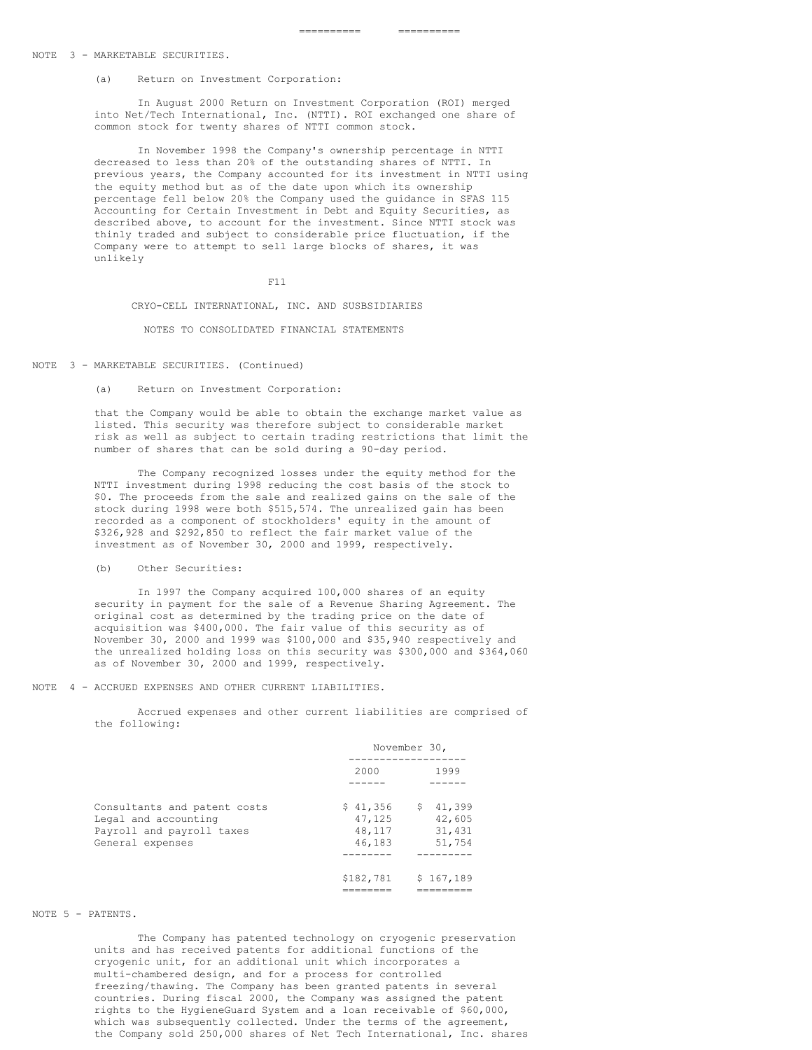## NOTE 3 - MARKETABLE SECURITIES.

(a) Return on Investment Corporation:

In August 2000 Return on Investment Corporation (ROI) merged into Net/Tech International, Inc. (NTTI). ROI exchanged one share of common stock for twenty shares of NTTI common stock.

In November 1998 the Company's ownership percentage in NTTI decreased to less than 20% of the outstanding shares of NTTI. In previous years, the Company accounted for its investment in NTTI using the equity method but as of the date upon which its ownership percentage fell below 20% the Company used the guidance in SFAS 115 Accounting for Certain Investment in Debt and Equity Securities, as described above, to account for the investment. Since NTTI stock was thinly traded and subject to considerable price fluctuation, if the Company were to attempt to sell large blocks of shares, it was unlikely

CRYO-CELL INTERNATIONAL, INC. AND SUSBSIDIARIES

NOTES TO CONSOLIDATED FINANCIAL STATEMENTS

## NOTE 3 - MARKETABLE SECURITIES. (Continued)

(a) Return on Investment Corporation:

that the Company would be able to obtain the exchange market value as listed. This security was therefore subject to considerable market risk as well as subject to certain trading restrictions that limit the number of shares that can be sold during a 90-day period.

The Company recognized losses under the equity method for the NTTI investment during 1998 reducing the cost basis of the stock to $0. The proceeds from the sale and realized gains on the sale of the stock during 1998 were both $515,574. The unrealized gain has been recorded as a component of stockholders' equity in the amount of $326,928 and $292,850 to reflect the fair market value of the investment as of November 30, 2000 and 1999, respectively.

(b) Other Securities:

In 1997 the Company acquired 100,000 shares of an equity security in payment for the sale of a Revenue Sharing Agreement. The original cost as determined by the trading price on the date of acquisition was $400,000. The fair value of this security as of November 30, 2000 and 1999 was $100,000 and $35,940 respectively and the unrealized holding loss on this security was $300,000 and $364,060 as of November 30, 2000 and 1999, respectively.

## NOTE 4 - ACCRUED EXPENSES AND OTHER CURRENT LIABILITIES.

Accrued expenses and other current liabilities are comprised of the following:

| | November 30, | |
|---|---|---|
| | 2000 | 1999 |
| Consultants and patent costs | $ 41,356 | $ 41,399 |
| Legal and accounting | 47,125 | 42,605 |
| Payroll and payroll taxes | 48,117 | 31,431 |
| General expenses | 46,183 | 51,754 |
| | $182,781 | $ 167,189 |

## NOTE 5 - PATENTS.

The Company has patented technology on cryogenic preservation units and has received patents for additional functions of the cryogenic unit, for an additional unit which incorporates a multi-chambered design, and for a process for controlled freezing/thawing. The Company has been granted patents in several countries. During fiscal 2000, the Company was assigned the patent rights to the HygieneGuard System and a loan receivable of $60,000, which was subsequently collected. Under the terms of the agreement, the Company sold 250,000 shares of Net Tech International, Inc. shares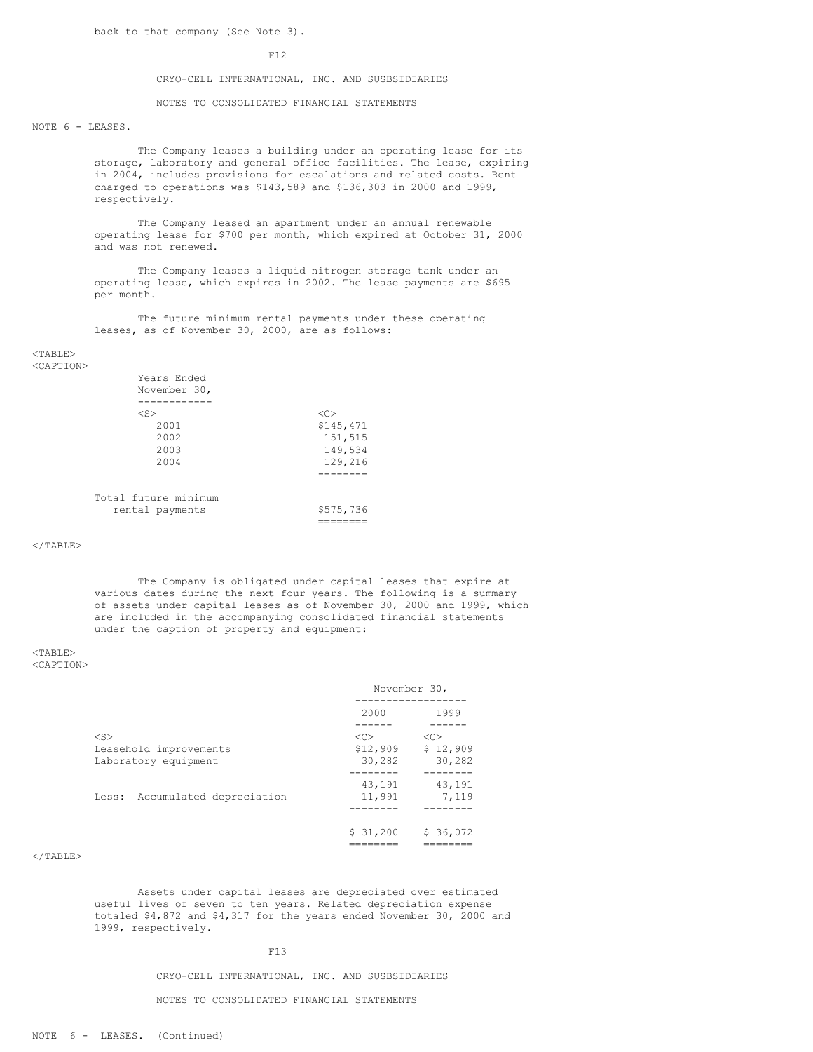back to that company (See Note 3).

CRYO-CELL INTERNATIONAL, INC. AND SUSBSIDIARIES

NOTES TO CONSOLIDATED FINANCIAL STATEMENTS

NOTE 6 - LEASES.

The Company leases a building under an operating lease for its storage, laboratory and general office facilities. The lease, expiring in 2004, includes provisions for escalations and related costs. Rent charged to operations was $143,589 and $136,303 in 2000 and 1999, respectively.

The Company leased an apartment under an annual renewable operating lease for $700 per month, which expired at October 31, 2000 and was not renewed.

The Company leases a liquid nitrogen storage tank under an operating lease, which expires in 2002. The lease payments are $695 per month.

The future minimum rental payments under these operating leases, as of November 30, 2000, are as follows:

| Years Ended November 30, | |
|---|---|
| 2001 | $145,471 |
| 2002 | 151,515 |
| 2003 | 149,534 |
| 2004 | 129,216 |
| Total future minimum rental payments | $575,736 |

The Company is obligated under capital leases that expire at various dates during the next four years. The following is a summary of assets under capital leases as of November 30, 2000 and 1999, which are included in the accompanying consolidated financial statements under the caption of property and equipment:

| | November 30, | |
|---|---|---|
| | 2000 | 1999 |
| Leasehold improvements | $12,909 | $ 12,909 |
| Laboratory equipment | 30,282 | 30,282 |
| | 43,191 | 43,191 |
| Less: Accumulated depreciation | 11,991 | 7,119 |
| | $ 31,200 | $ 36,072 |

Assets under capital leases are depreciated over estimated useful lives of seven to ten years. Related depreciation expense totaled $4,872 and $4,317 for the years ended November 30, 2000 and 1999, respectively.

CRYO-CELL INTERNATIONAL, INC. AND SUSBSIDIARIES

NOTES TO CONSOLIDATED FINANCIAL STATEMENTS

NOTE 6 - LEASES. (Continued)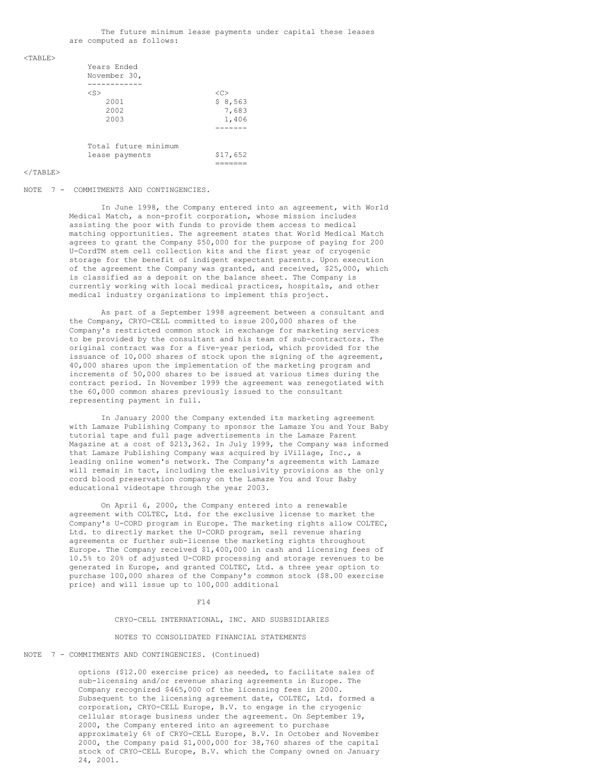The future minimum lease payments under capital these leases are computed as follows:

| Years Ended November 30, | |
|---|---|
| 2001 | $ 8,563 |
| 2002 | 7,683 |
| 2003 | 1,406 |
| Total future minimum lease payments | $17,652 |

NOTE 7 - COMMITMENTS AND CONTINGENCIES.

In June 1998, the Company entered into an agreement, with World Medical Match, a non-profit corporation, whose mission includes assisting the poor with funds to provide them access to medical matching opportunities. The agreement states that World Medical Match agrees to grant the Company $50,000 for the purpose of paying for 200 U-CordTM stem cell collection kits and the first year of cryogenic storage for the benefit of indigent expectant parents. Upon execution of the agreement the Company was granted, and received, $25,000, which is classified as a deposit on the balance sheet. The Company is currently working with local medical practices, hospitals, and other medical industry organizations to implement this project.

As part of a September 1998 agreement between a consultant and the Company, CRYO-CELL committed to issue 200,000 shares of the Company's restricted common stock in exchange for marketing services to be provided by the consultant and his team of sub-contractors. The original contract was for a five-year period, which provided for the issuance of 10,000 shares of stock upon the signing of the agreement, 40,000 shares upon the implementation of the marketing program and increments of 50,000 shares to be issued at various times during the contract period. In November 1999 the agreement was renegotiated with the 60,000 common shares previously issued to the consultant representing payment in full.

In January 2000 the Company extended its marketing agreement with Lamaze Publishing Company to sponsor the Lamaze You and Your Baby tutorial tape and full page advertisements in the Lamaze Parent Magazine at a cost of $213,362. In July 1999, the Company was informed that Lamaze Publishing Company was acquired by iVillage, Inc., a leading online women's network. The Company's agreements with Lamaze will remain in tact, including the exclusivity provisions as the only cord blood preservation company on the Lamaze You and Your Baby educational videotape through the year 2003.

On April 6, 2000, the Company entered into a renewable agreement with COLTEC, Ltd. for the exclusive license to market the Company's U-CORD program in Europe. The marketing rights allow COLTEC, Ltd. to directly market the U-CORD program, sell revenue sharing agreements or further sub-license the marketing rights throughout Europe. The Company received $1,400,000 in cash and licensing fees of 10.5% to 20% of adjusted U-CORD processing and storage revenues to be generated in Europe, and granted COLTEC, Ltd. a three year option to purchase 100,000 shares of the Company's common stock ($8.00 exercise price) and will issue up to 100,000 additional

CRYO-CELL INTERNATIONAL, INC. AND SUSBSIDIARIES

NOTES TO CONSOLIDATED FINANCIAL STATEMENTS

NOTE 7 - COMMITMENTS AND CONTINGENCIES. (Continued)

options ($12.00 exercise price) as needed, to facilitate sales of sub-licensing and/or revenue sharing agreements in Europe. The Company recognized $465,000 of the licensing fees in 2000. Subsequent to the licensing agreement date, COLTEC, Ltd. formed a corporation, CRYO-CELL Europe, B.V. to engage in the cryogenic cellular storage business under the agreement. On September 19, 2000, the Company entered into an agreement to purchase approximately 6% of CRYO-CELL Europe, B.V. In October and November 2000, the Company paid $1,000,000 for 38,760 shares of the capital stock of CRYO-CELL Europe, B.V. which the Company owned on January 24, 2001.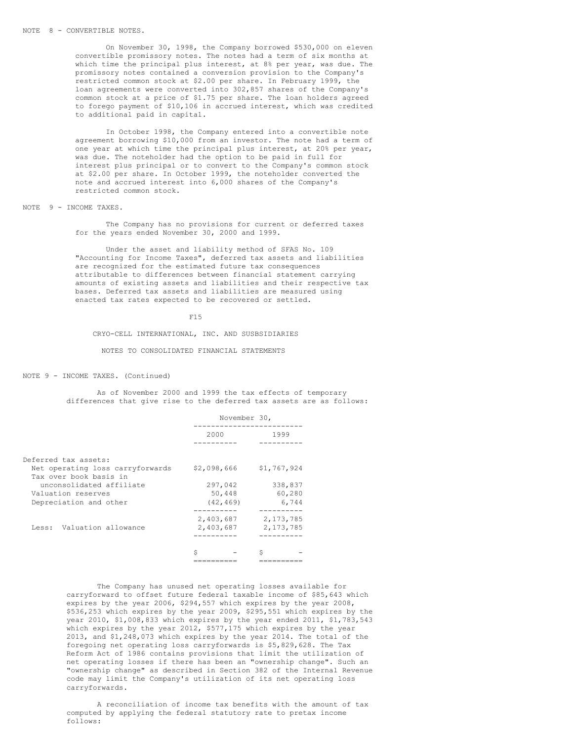NOTE 8 - CONVERTIBLE NOTES.

On November 30, 1998, the Company borrowed $530,000 on eleven convertible promissory notes. The notes had a term of six months at which time the principal plus interest, at 8% per year, was due. The promissory notes contained a conversion provision to the Company's restricted common stock at $2.00 per share. In February 1999, the loan agreements were converted into 302,857 shares of the Company's common stock at a price of $1.75 per share. The loan holders agreed to forego payment of $10,106 in accrued interest, which was credited to additional paid in capital.

In October 1998, the Company entered into a convertible note agreement borrowing $10,000 from an investor. The note had a term of one year at which time the principal plus interest, at 20% per year, was due. The noteholder had the option to be paid in full for interest plus principal or to convert to the Company's common stock at $2.00 per share. In October 1999, the noteholder converted the note and accrued interest into 6,000 shares of the Company's restricted common stock.

NOTE 9 - INCOME TAXES.

The Company has no provisions for current or deferred taxes for the years ended November 30, 2000 and 1999.

Under the asset and liability method of SFAS No. 109 "Accounting for Income Taxes", deferred tax assets and liabilities are recognized for the estimated future tax consequences attributable to differences between financial statement carrying amounts of existing assets and liabilities and their respective tax bases. Deferred tax assets and liabilities are measured using enacted tax rates expected to be recovered or settled.

CRYO-CELL INTERNATIONAL, INC. AND SUSBSIDIARIES

NOTES TO CONSOLIDATED FINANCIAL STATEMENTS

NOTE 9 - INCOME TAXES. (Continued)

As of November 2000 and 1999 the tax effects of temporary differences that give rise to the deferred tax assets are as follows:

| | November 30, 2000 | November 30, 1999 |
|---|---|---|
| Deferred tax assets: | | |
| Net operating loss carryforwards | $2,098,666 | $1,767,924 |
| Tax over book basis in unconsolidated affiliate | 297,042 | 338,837 |
| Valuation reserves | 50,448 | 60,280 |
| Depreciation and other | (42,469) | 6,744 |
| | 2,403,687 | 2,173,785 |
| Less: Valuation allowance | 2,403,687 | 2,173,785 |
| | $ - | $ - |

The Company has unused net operating losses available for carryforward to offset future federal taxable income of $85,643 which expires by the year 2006, $294,557 which expires by the year 2008, $536,253 which expires by the year 2009, $295,551 which expires by the year 2010, $1,008,833 which expires by the year ended 2011, $1,783,543 which expires by the year 2012, $577,175 which expires by the year 2013, and $1,248,073 which expires by the year 2014. The total of the foregoing net operating loss carryforwards is $5,829,628. The Tax Reform Act of 1986 contains provisions that limit the utilization of net operating losses if there has been an "ownership change". Such an "ownership change" as described in Section 382 of the Internal Revenue code may limit the Company's utilization of its net operating loss carryforwards.

A reconciliation of income tax benefits with the amount of tax computed by applying the federal statutory rate to pretax income follows: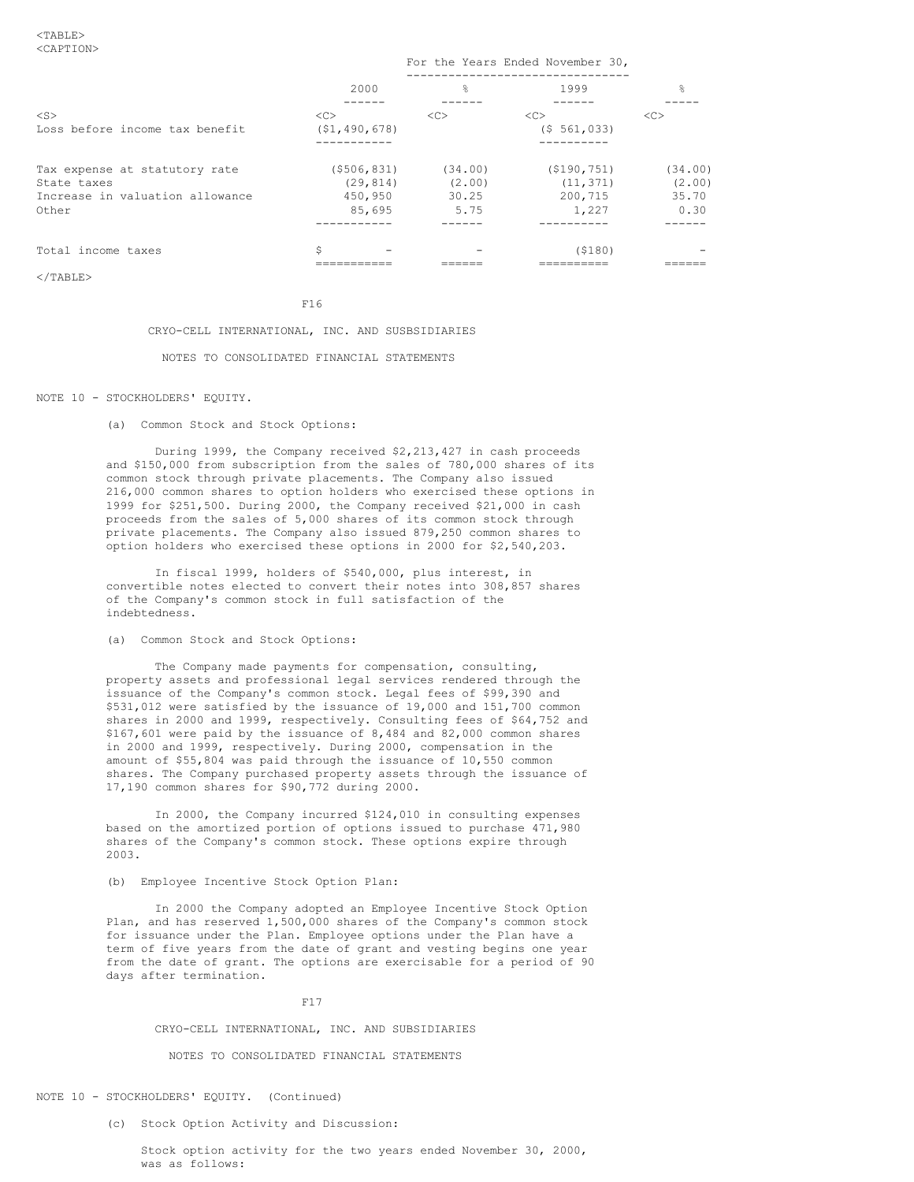| | For the Years Ended November 30, | | | |
|---|---|---|---|---|
| | 2000 | % | 1999 | % |
| Loss before income tax benefit | ($1,490,678) | | ($ 561,033) | |
| Tax expense at statutory rate | ($506,831) | (34.00) | ($190,751) | (34.00) |
| State taxes | (29,814) | (2.00) | (11,371) | (2.00) |
| Increase in valuation allowance | 450,950 | 30.25 | 200,715 | 35.70 |
| Other | 85,695 | 5.75 | 1,227 | 0.30 |
| Total income taxes | $ - | - | ($180) | - |

CRYO-CELL INTERNATIONAL, INC. AND SUSBSIDIARIES

NOTES TO CONSOLIDATED FINANCIAL STATEMENTS

## NOTE 10 - STOCKHOLDERS' EQUITY.

### (a) Common Stock and Stock Options:

During 1999, the Company received $2,213,427 in cash proceeds and $150,000 from subscription from the sales of 780,000 shares of its common stock through private placements. The Company also issued 216,000 common shares to option holders who exercised these options in 1999 for $251,500. During 2000, the Company received $21,000 in cash proceeds from the sales of 5,000 shares of its common stock through private placements. The Company also issued 879,250 common shares to option holders who exercised these options in 2000 for $2,540,203.

In fiscal 1999, holders of $540,000, plus interest, in convertible notes elected to convert their notes into 308,857 shares of the Company's common stock in full satisfaction of the indebtedness.

### (a) Common Stock and Stock Options:

The Company made payments for compensation, consulting, property assets and professional legal services rendered through the issuance of the Company's common stock. Legal fees of $99,390 and $531,012 were satisfied by the issuance of 19,000 and 151,700 common shares in 2000 and 1999, respectively. Consulting fees of $64,752 and $167,601 were paid by the issuance of 8,484 and 82,000 common shares in 2000 and 1999, respectively. During 2000, compensation in the amount of $55,804 was paid through the issuance of 10,550 common shares. The Company purchased property assets through the issuance of 17,190 common shares for $90,772 during 2000.

In 2000, the Company incurred $124,010 in consulting expenses based on the amortized portion of options issued to purchase 471,980 shares of the Company's common stock. These options expire through 2003.

### (b) Employee Incentive Stock Option Plan:

In 2000 the Company adopted an Employee Incentive Stock Option Plan, and has reserved 1,500,000 shares of the Company's common stock for issuance under the Plan. Employee options under the Plan have a term of five years from the date of grant and vesting begins one year from the date of grant. The options are exercisable for a period of 90 days after termination.

CRYO-CELL INTERNATIONAL, INC. AND SUBSIDIARIES

NOTES TO CONSOLIDATED FINANCIAL STATEMENTS

## NOTE 10 - STOCKHOLDERS' EQUITY. (Continued)

### (c) Stock Option Activity and Discussion:

Stock option activity for the two years ended November 30, 2000, was as follows: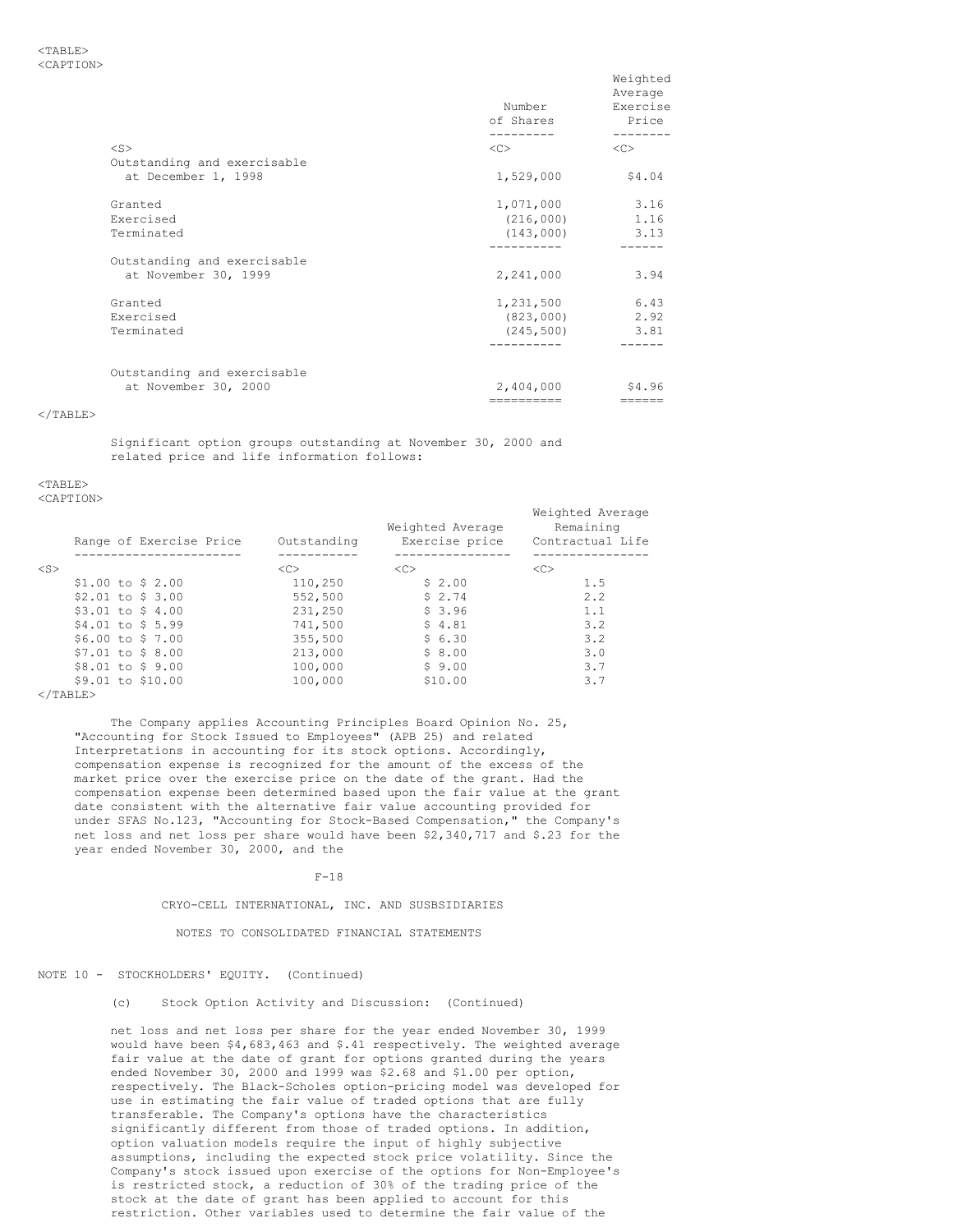| | Number of Shares | Weighted Average Exercise Price |
|---|---|---|
| Outstanding and exercisable at December 1, 1998 | 1,529,000 | $4.04 |
| Granted | 1,071,000 | 3.16 |
| Exercised | (216,000) | 1.16 |
| Terminated | (143,000) | 3.13 |
| Outstanding and exercisable at November 30, 1999 | 2,241,000 | 3.94 |
| Granted | 1,231,500 | 6.43 |
| Exercised | (823,000) | 2.92 |
| Terminated | (245,500) | 3.81 |
| Outstanding and exercisable at November 30, 2000 | 2,404,000 | $4.96 |

Significant option groups outstanding at November 30, 2000 and related price and life information follows:

| Range of Exercise Price | Outstanding | Weighted Average Exercise price | Weighted Average Remaining Contractual Life |
|---|---|---|---|
| $1.00 to $ 2.00 | 110,250 | $ 2.00 | 1.5 |
| $2.01 to $ 3.00 | 552,500 | $ 2.74 | 2.2 |
| $3.01 to $ 4.00 | 231,250 | $ 3.96 | 1.1 |
| $4.01 to $ 5.99 | 741,500 | $ 4.81 | 3.2 |
| $6.00 to $ 7.00 | 355,500 | $ 6.30 | 3.2 |
| $7.01 to $ 8.00 | 213,000 | $ 8.00 | 3.0 |
| $8.01 to $ 9.00 | 100,000 | $ 9.00 | 3.7 |
| $9.01 to $10.00 | 100,000 | $10.00 | 3.7 |

The Company applies Accounting Principles Board Opinion No. 25, "Accounting for Stock Issued to Employees" (APB 25) and related Interpretations in accounting for its stock options. Accordingly, compensation expense is recognized for the amount of the excess of the market price over the exercise price on the date of the grant. Had the compensation expense been determined based upon the fair value at the grant date consistent with the alternative fair value accounting provided for under SFAS No.123, "Accounting for Stock-Based Compensation," the Company's net loss and net loss per share would have been $2,340,717 and $.23 for the year ended November 30, 2000, and the

CRYO-CELL INTERNATIONAL, INC. AND SUSBSIDIARIES

NOTES TO CONSOLIDATED FINANCIAL STATEMENTS

NOTE 10 - STOCKHOLDERS' EQUITY. (Continued)

(c) Stock Option Activity and Discussion: (Continued)

net loss and net loss per share for the year ended November 30, 1999 would have been $4,683,463 and $.41 respectively. The weighted average fair value at the date of grant for options granted during the years ended November 30, 2000 and 1999 was $2.68 and $1.00 per option, respectively. The Black-Scholes option-pricing model was developed for use in estimating the fair value of traded options that are fully transferable. The Company's options have the characteristics significantly different from those of traded options. In addition, option valuation models require the input of highly subjective assumptions, including the expected stock price volatility. Since the Company's stock issued upon exercise of the options for Non-Employee's is restricted stock, a reduction of 30% of the trading price of the stock at the date of grant has been applied to account for this restriction. Other variables used to determine the fair value of the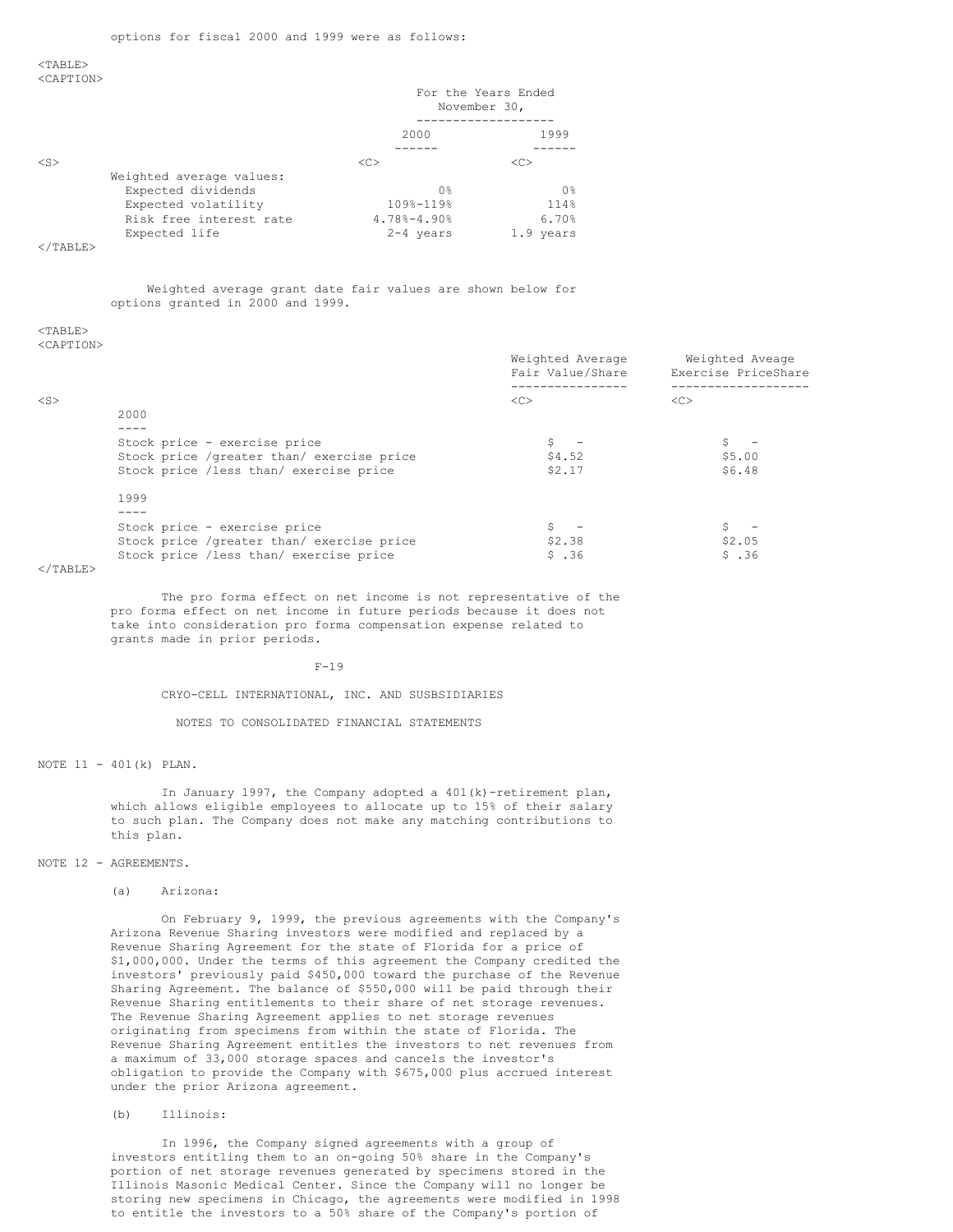options for fiscal 2000 and 1999 were as follows:

| | For the Years Ended November 30, | |
|---|---|---|
| | 2000 | 1999 |
| Weighted average values: | | |
| Expected dividends | 0% | 0% |
| Expected volatility | 109%-119% | 114% |
| Risk free interest rate | 4.78%-4.90% | 6.70% |
| Expected life | 2-4 years | 1.9 years |

Weighted average grant date fair values are shown below for options granted in 2000 and 1999.

| | Weighted Average Fair Value/Share | Weighted Aveage Exercise PriceShare |
|---|---|---|
| **2000** | | |
| Stock price - exercise price | $ - | $ - |
| Stock price /greater than/ exercise price | $4.52 | $5.00 |
| Stock price /less than/ exercise price | $2.17 | $6.48 |
| **1999** | | |
| Stock price - exercise price | $ - | $ - |
| Stock price /greater than/ exercise price | $2.38 | $2.05 |
| Stock price /less than/ exercise price | $ .36 | $ .36 |

The pro forma effect on net income is not representative of the pro forma effect on net income in future periods because it does not take into consideration pro forma compensation expense related to grants made in prior periods.

CRYO-CELL INTERNATIONAL, INC. AND SUSBSIDIARIES

NOTES TO CONSOLIDATED FINANCIAL STATEMENTS

## NOTE 11 - 401(k) PLAN.

In January 1997, the Company adopted a 401(k)-retirement plan, which allows eligible employees to allocate up to 15% of their salary to such plan. The Company does not make any matching contributions to this plan.

## NOTE 12 - AGREEMENTS.

(a) Arizona:

On February 9, 1999, the previous agreements with the Company's Arizona Revenue Sharing investors were modified and replaced by a Revenue Sharing Agreement for the state of Florida for a price of $1,000,000. Under the terms of this agreement the Company credited the investors' previously paid $450,000 toward the purchase of the Revenue Sharing Agreement. The balance of $550,000 will be paid through their Revenue Sharing entitlements to their share of net storage revenues. The Revenue Sharing Agreement applies to net storage revenues originating from specimens from within the state of Florida. The Revenue Sharing Agreement entitles the investors to net revenues from a maximum of 33,000 storage spaces and cancels the investor's obligation to provide the Company with $675,000 plus accrued interest under the prior Arizona agreement.

(b) Illinois:

In 1996, the Company signed agreements with a group of investors entitling them to an on-going 50% share in the Company's portion of net storage revenues generated by specimens stored in the Illinois Masonic Medical Center. Since the Company will no longer be storing new specimens in Chicago, the agreements were modified in 1998 to entitle the investors to a 50% share of the Company's portion of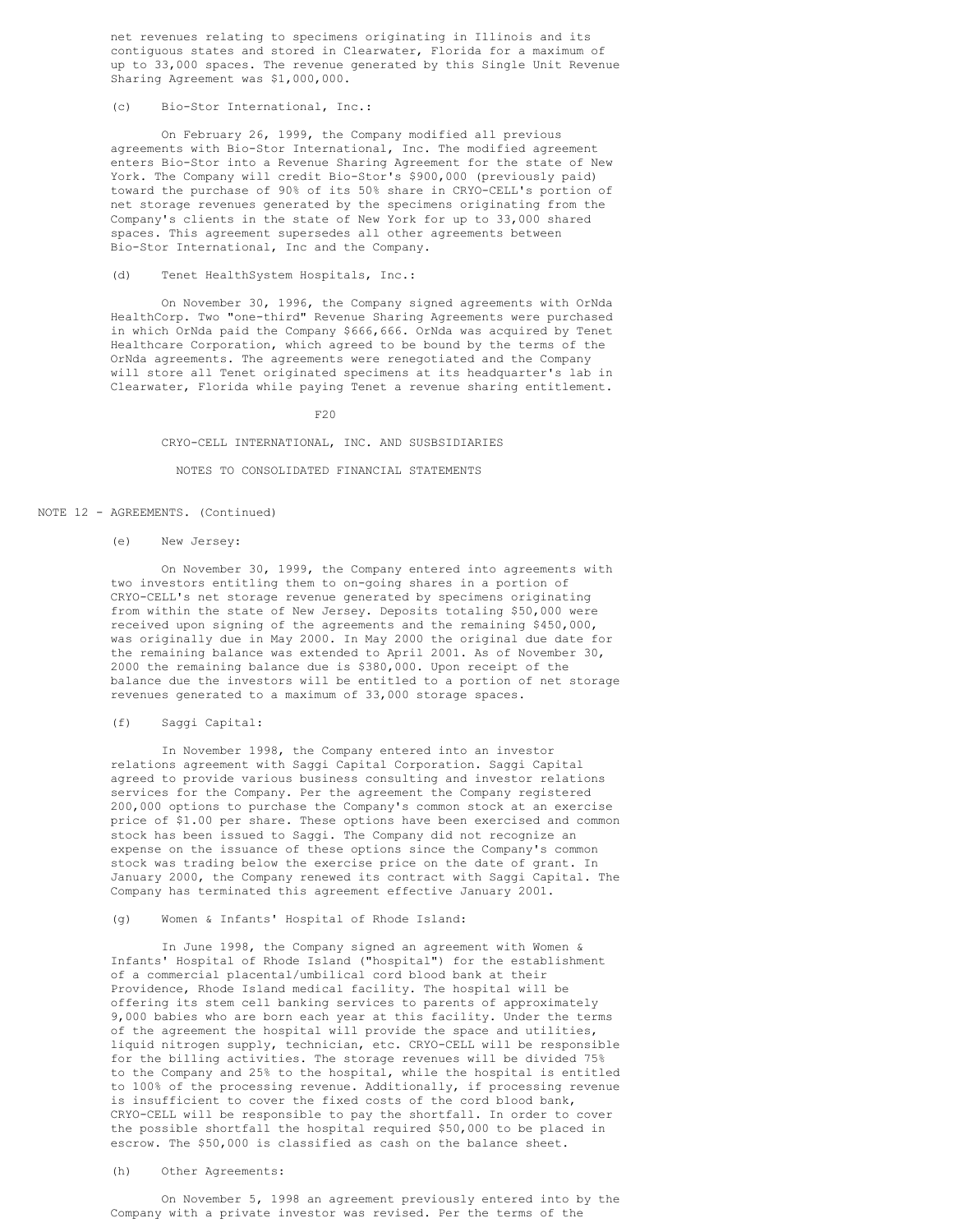net revenues relating to specimens originating in Illinois and its contiguous states and stored in Clearwater, Florida for a maximum of up to 33,000 spaces. The revenue generated by this Single Unit Revenue Sharing Agreement was $1,000,000.

(c) Bio-Stor International, Inc.:

On February 26, 1999, the Company modified all previous agreements with Bio-Stor International, Inc. The modified agreement enters Bio-Stor into a Revenue Sharing Agreement for the state of New York. The Company will credit Bio-Stor's $900,000 (previously paid) toward the purchase of 90% of its 50% share in CRYO-CELL's portion of net storage revenues generated by the specimens originating from the Company's clients in the state of New York for up to 33,000 shared spaces. This agreement supersedes all other agreements between Bio-Stor International, Inc and the Company.

(d) Tenet HealthSystem Hospitals, Inc.:

On November 30, 1996, the Company signed agreements with OrNda HealthCorp. Two "one-third" Revenue Sharing Agreements were purchased in which OrNda paid the Company $666,666. OrNda was acquired by Tenet Healthcare Corporation, which agreed to be bound by the terms of the OrNda agreements. The agreements were renegotiated and the Company will store all Tenet originated specimens at its headquarter's lab in Clearwater, Florida while paying Tenet a revenue sharing entitlement.

CRYO-CELL INTERNATIONAL, INC. AND SUSBSIDIARIES

NOTES TO CONSOLIDATED FINANCIAL STATEMENTS

NOTE 12 - AGREEMENTS. (Continued)

(e) New Jersey:

On November 30, 1999, the Company entered into agreements with two investors entitling them to on-going shares in a portion of CRYO-CELL's net storage revenue generated by specimens originating from within the state of New Jersey. Deposits totaling $50,000 were received upon signing of the agreements and the remaining $450,000, was originally due in May 2000. In May 2000 the original due date for the remaining balance was extended to April 2001. As of November 30, 2000 the remaining balance due is $380,000. Upon receipt of the balance due the investors will be entitled to a portion of net storage revenues generated to a maximum of 33,000 storage spaces.

(f) Saggi Capital:

In November 1998, the Company entered into an investor relations agreement with Saggi Capital Corporation. Saggi Capital agreed to provide various business consulting and investor relations services for the Company. Per the agreement the Company registered 200,000 options to purchase the Company's common stock at an exercise price of $1.00 per share. These options have been exercised and common stock has been issued to Saggi. The Company did not recognize an expense on the issuance of these options since the Company's common stock was trading below the exercise price on the date of grant. In January 2000, the Company renewed its contract with Saggi Capital. The Company has terminated this agreement effective January 2001.

(g) Women & Infants' Hospital of Rhode Island:

In June 1998, the Company signed an agreement with Women & Infants' Hospital of Rhode Island ("hospital") for the establishment of a commercial placental/umbilical cord blood bank at their Providence, Rhode Island medical facility. The hospital will be offering its stem cell banking services to parents of approximately 9,000 babies who are born each year at this facility. Under the terms of the agreement the hospital will provide the space and utilities, liquid nitrogen supply, technician, etc. CRYO-CELL will be responsible for the billing activities. The storage revenues will be divided 75% to the Company and 25% to the hospital, while the hospital is entitled to 100% of the processing revenue. Additionally, if processing revenue is insufficient to cover the fixed costs of the cord blood bank, CRYO-CELL will be responsible to pay the shortfall. In order to cover the possible shortfall the hospital required $50,000 to be placed in escrow. The $50,000 is classified as cash on the balance sheet.

(h) Other Agreements:

On November 5, 1998 an agreement previously entered into by the Company with a private investor was revised. Per the terms of the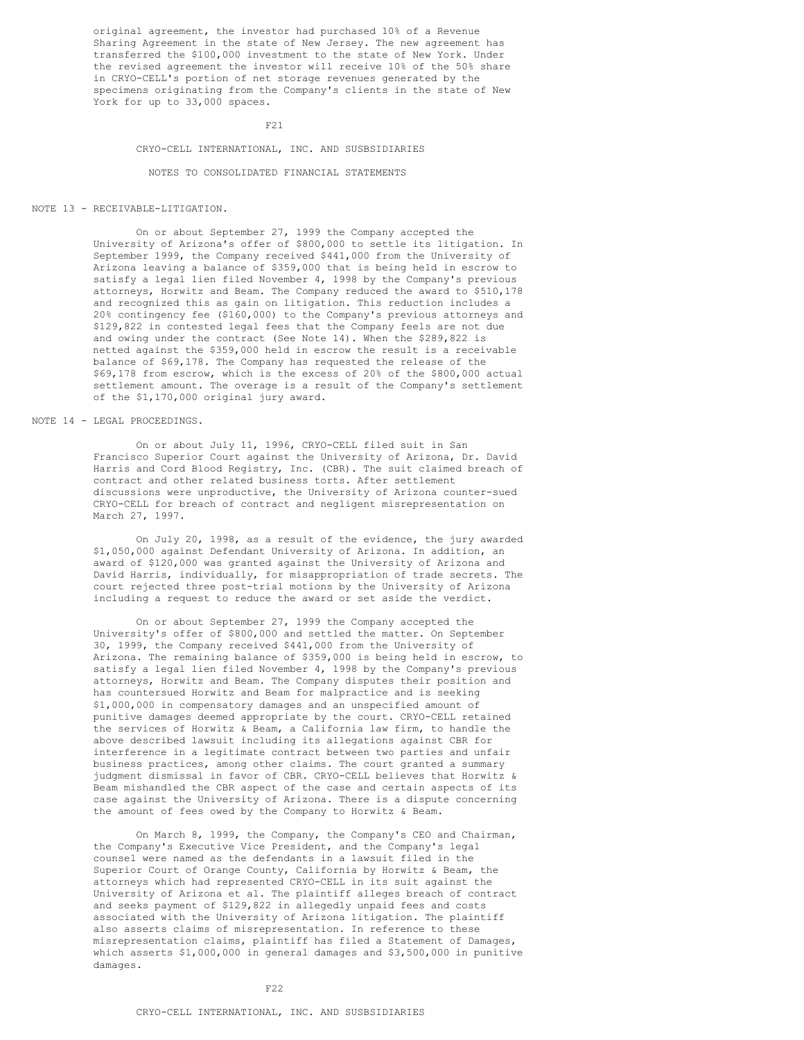original agreement, the investor had purchased 10% of a Revenue Sharing Agreement in the state of New Jersey. The new agreement has transferred the $100,000 investment to the state of New York. Under the revised agreement the investor will receive 10% of the 50% share in CRYO-CELL's portion of net storage revenues generated by the specimens originating from the Company's clients in the state of New York for up to 33,000 spaces.

CRYO-CELL INTERNATIONAL, INC. AND SUSBSIDIARIES

NOTES TO CONSOLIDATED FINANCIAL STATEMENTS

## NOTE 13 - RECEIVABLE-LITIGATION.

On or about September 27, 1999 the Company accepted the University of Arizona's offer of $800,000 to settle its litigation. In September 1999, the Company received $441,000 from the University of Arizona leaving a balance of $359,000 that is being held in escrow to satisfy a legal lien filed November 4, 1998 by the Company's previous attorneys, Horwitz and Beam. The Company reduced the award to $510,178 and recognized this as gain on litigation. This reduction includes a 20% contingency fee ($160,000) to the Company's previous attorneys and $129,822 in contested legal fees that the Company feels are not due and owing under the contract (See Note 14). When the $289,822 is netted against the $359,000 held in escrow the result is a receivable balance of $69,178. The Company has requested the release of the $69,178 from escrow, which is the excess of 20% of the $800,000 actual settlement amount. The overage is a result of the Company's settlement of the $1,170,000 original jury award.

## NOTE 14 - LEGAL PROCEEDINGS.

On or about July 11, 1996, CRYO-CELL filed suit in San Francisco Superior Court against the University of Arizona, Dr. David Harris and Cord Blood Registry, Inc. (CBR). The suit claimed breach of contract and other related business torts. After settlement discussions were unproductive, the University of Arizona counter-sued CRYO-CELL for breach of contract and negligent misrepresentation on March 27, 1997.

On July 20, 1998, as a result of the evidence, the jury awarded $1,050,000 against Defendant University of Arizona. In addition, an award of $120,000 was granted against the University of Arizona and David Harris, individually, for misappropriation of trade secrets. The court rejected three post-trial motions by the University of Arizona including a request to reduce the award or set aside the verdict.

On or about September 27, 1999 the Company accepted the University's offer of $800,000 and settled the matter. On September 30, 1999, the Company received $441,000 from the University of Arizona. The remaining balance of $359,000 is being held in escrow, to satisfy a legal lien filed November 4, 1998 by the Company's previous attorneys, Horwitz and Beam. The Company disputes their position and has countersued Horwitz and Beam for malpractice and is seeking $1,000,000 in compensatory damages and an unspecified amount of punitive damages deemed appropriate by the court. CRYO-CELL retained the services of Horwitz & Beam, a California law firm, to handle the above described lawsuit including its allegations against CBR for interference in a legitimate contract between two parties and unfair business practices, among other claims. The court granted a summary judgment dismissal in favor of CBR. CRYO-CELL believes that Horwitz & Beam mishandled the CBR aspect of the case and certain aspects of its case against the University of Arizona. There is a dispute concerning the amount of fees owed by the Company to Horwitz & Beam.

On March 8, 1999, the Company, the Company's CEO and Chairman, the Company's Executive Vice President, and the Company's legal counsel were named as the defendants in a lawsuit filed in the Superior Court of Orange County, California by Horwitz & Beam, the attorneys which had represented CRYO-CELL in its suit against the University of Arizona et al. The plaintiff alleges breach of contract and seeks payment of $129,822 in allegedly unpaid fees and costs associated with the University of Arizona litigation. The plaintiff also asserts claims of misrepresentation. In reference to these misrepresentation claims, plaintiff has filed a Statement of Damages, which asserts $1,000,000 in general damages and $3,500,000 in punitive damages.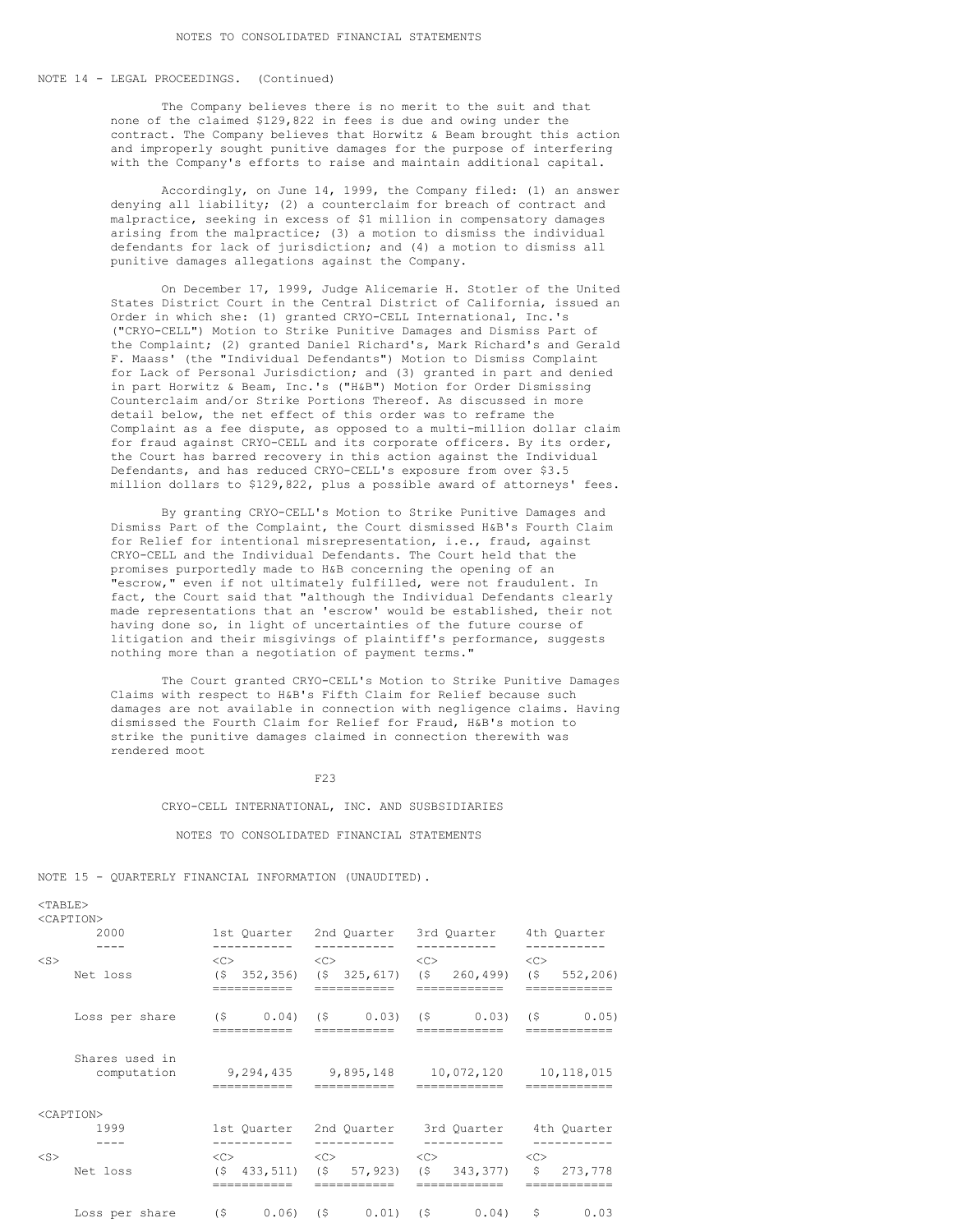NOTE 14 - LEGAL PROCEEDINGS. (Continued)

The Company believes there is no merit to the suit and that none of the claimed $129,822 in fees is due and owing under the contract. The Company believes that Horwitz & Beam brought this action and improperly sought punitive damages for the purpose of interfering with the Company's efforts to raise and maintain additional capital.

Accordingly, on June 14, 1999, the Company filed: (1) an answer denying all liability; (2) a counterclaim for breach of contract and malpractice, seeking in excess of $1 million in compensatory damages arising from the malpractice; (3) a motion to dismiss the individual defendants for lack of jurisdiction; and (4) a motion to dismiss all punitive damages allegations against the Company.

On December 17, 1999, Judge Alicemarie H. Stotler of the United States District Court in the Central District of California, issued an Order in which she: (1) granted CRYO-CELL International, Inc.'s ("CRYO-CELL") Motion to Strike Punitive Damages and Dismiss Part of the Complaint; (2) granted Daniel Richard's, Mark Richard's and Gerald F. Maass' (the "Individual Defendants") Motion to Dismiss Complaint for Lack of Personal Jurisdiction; and (3) granted in part and denied in part Horwitz & Beam, Inc.'s ("H&B") Motion for Order Dismissing Counterclaim and/or Strike Portions Thereof. As discussed in more detail below, the net effect of this order was to reframe the Complaint as a fee dispute, as opposed to a multi-million dollar claim for fraud against CRYO-CELL and its corporate officers. By its order, the Court has barred recovery in this action against the Individual Defendants, and has reduced CRYO-CELL's exposure from over $3.5 million dollars to $129,822, plus a possible award of attorneys' fees.

By granting CRYO-CELL's Motion to Strike Punitive Damages and Dismiss Part of the Complaint, the Court dismissed H&B's Fourth Claim for Relief for intentional misrepresentation, i.e., fraud, against CRYO-CELL and the Individual Defendants. The Court held that the promises purportedly made to H&B concerning the opening of an "escrow," even if not ultimately fulfilled, were not fraudulent. In fact, the Court said that "although the Individual Defendants clearly made representations that an 'escrow' would be established, their not having done so, in light of uncertainties of the future course of litigation and their misgivings of plaintiff's performance, suggests nothing more than a negotiation of payment terms."

The Court granted CRYO-CELL's Motion to Strike Punitive Damages Claims with respect to H&B's Fifth Claim for Relief because such damages are not available in connection with negligence claims. Having dismissed the Fourth Claim for Relief for Fraud, H&B's motion to strike the punitive damages claimed in connection therewith was rendered moot

CRYO-CELL INTERNATIONAL, INC. AND SUSBSIDIARIES

NOTES TO CONSOLIDATED FINANCIAL STATEMENTS

NOTE 15 - QUARTERLY FINANCIAL INFORMATION (UNAUDITED).

| 2000 | 1st Quarter | 2nd Quarter | 3rd Quarter | 4th Quarter |
|---|---|---|---|---|
| Net loss | ($ 352,356) | ($ 325,617) | ($ 260,499) | ($ 552,206) |
| Loss per share | ($ 0.04) | ($ 0.03) | ($ 0.03) | ($ 0.05) |
| Shares used in computation | 9,294,435 | 9,895,148 | 10,072,120 | 10,118,015 |

| 1999 | 1st Quarter | 2nd Quarter | 3rd Quarter | 4th Quarter |
|---|---|---|---|---|
| Net loss | ($ 433,511) | ($ 57,923) | ($ 343,377) | $ 273,778 |
| Loss per share | ($ 0.06) | ($ 0.01) | ($ 0.04) | $ 0.03 |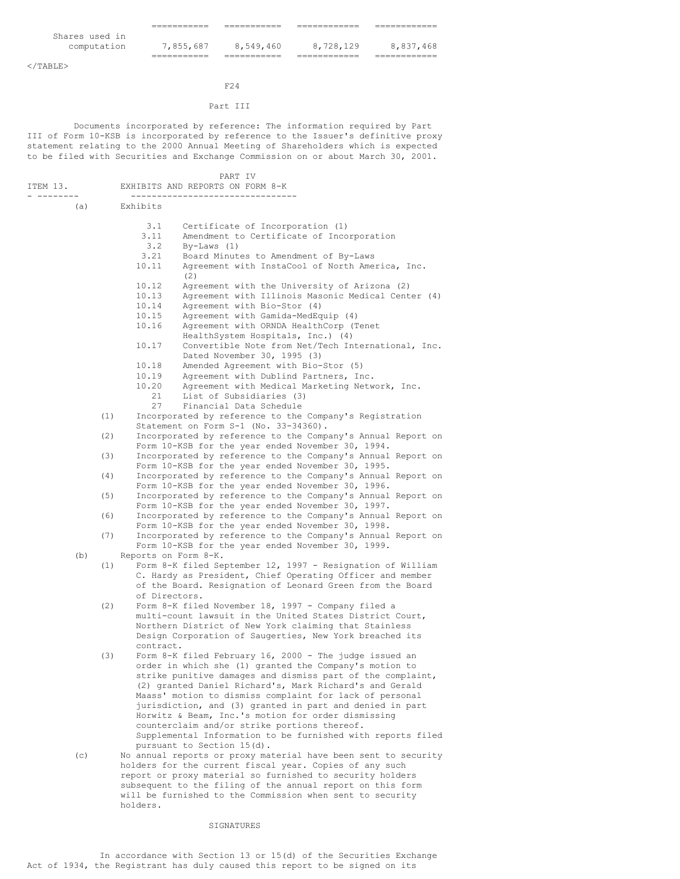| | | | | |
|---|---|---|---|---|
| Shares used in computation | 7,855,687 | 8,549,460 | 8,728,129 | 8,837,468 |

F24

## Part III

Documents incorporated by reference: The information required by Part III of Form 10-KSB is incorporated by reference to the Issuer's definitive proxy statement relating to the 2000 Annual Meeting of Shareholders which is expected to be filed with Securities and Exchange Commission on or about March 30, 2001.

## PART IV

### ITEM 13. EXHIBITS AND REPORTS ON FORM 8-K

(a) Exhibits

- 3.1 Certificate of Incorporation (1)
- 3.11 Amendment to Certificate of Incorporation
- 3.2 By-Laws (1)
- 3.21 Board Minutes to Amendment of By-Laws
- 10.11 Agreement with InstaCool of North America, Inc. (2)
- 10.12 Agreement with the University of Arizona (2)
- 10.13 Agreement with Illinois Masonic Medical Center (4)
- 10.14 Agreement with Bio-Stor (4)
- 10.15 Agreement with Gamida-MedEquip (4)
- 10.16 Agreement with ORNDA HealthCorp (Tenet HealthSystem Hospitals, Inc.) (4)
- 10.17 Convertible Note from Net/Tech International, Inc. Dated November 30, 1995 (3)
- 10.18 Amended Agreement with Bio-Stor (5)
- 10.19 Agreement with Dublind Partners, Inc.
- 10.20 Agreement with Medical Marketing Network, Inc.
- 21 List of Subsidiaries (3)
- 27 Financial Data Schedule

(1) Incorporated by reference to the Company's Registration Statement on Form S-1 (No. 33-34360).
(2) Incorporated by reference to the Company's Annual Report on Form 10-KSB for the year ended November 30, 1994.
(3) Incorporated by reference to the Company's Annual Report on Form 10-KSB for the year ended November 30, 1995.
(4) Incorporated by reference to the Company's Annual Report on Form 10-KSB for the year ended November 30, 1996.
(5) Incorporated by reference to the Company's Annual Report on Form 10-KSB for the year ended November 30, 1997.
(6) Incorporated by reference to the Company's Annual Report on Form 10-KSB for the year ended November 30, 1998.
(7) Incorporated by reference to the Company's Annual Report on Form 10-KSB for the year ended November 30, 1999.

(b) Reports on Form 8-K.

(1) Form 8-K filed September 12, 1997 - Resignation of William C. Hardy as President, Chief Operating Officer and member of the Board. Resignation of Leonard Green from the Board of Directors.
(2) Form 8-K filed November 18, 1997 - Company filed a multi-count lawsuit in the United States District Court, Northern District of New York claiming that Stainless Design Corporation of Saugerties, New York breached its contract.
(3) Form 8-K filed February 16, 2000 - The judge issued an order in which she (1) granted the Company's motion to strike punitive damages and dismiss part of the complaint, (2) granted Daniel Richard's, Mark Richard's and Gerald Maass' motion to dismiss complaint for lack of personal jurisdiction, and (3) granted in part and denied in part Horwitz & Beam, Inc.'s motion for order dismissing counterclaim and/or strike portions thereof. Supplemental Information to be furnished with reports filed pursuant to Section 15(d).

(c) No annual reports or proxy material have been sent to security holders for the current fiscal year. Copies of any such report or proxy material so furnished to security holders subsequent to the filing of the annual report on this form will be furnished to the Commission when sent to security holders.

## SIGNATURES

In accordance with Section 13 or 15(d) of the Securities Exchange Act of 1934, the Registrant has duly caused this report to be signed on its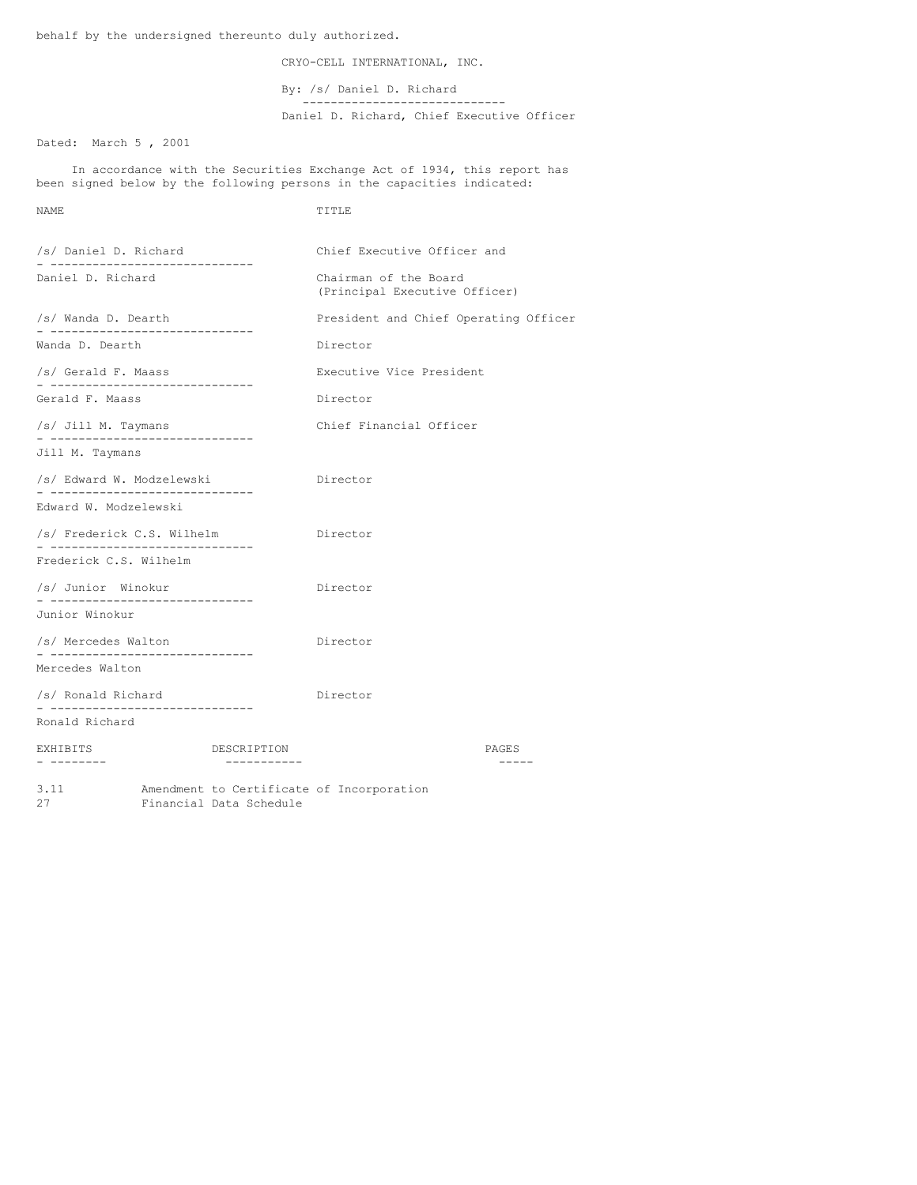behalf by the undersigned thereunto duly authorized.

CRYO-CELL INTERNATIONAL, INC.

By: /s/ Daniel D. Richard

Daniel D. Richard, Chief Executive Officer

Dated: March 5 , 2001

In accordance with the Securities Exchange Act of 1934, this report has been signed below by the following persons in the capacities indicated:

| NAME | TITLE |
|---|---|
| /s/ Daniel D. Richard<br>Daniel D. Richard | Chief Executive Officer and Chairman of the Board (Principal Executive Officer) |
| /s/ Wanda D. Dearth<br>Wanda D. Dearth | President and Chief Operating Officer<br>Director |
| /s/ Gerald F. Maass<br>Gerald F. Maass | Executive Vice President<br>Director |
| /s/ Jill M. Taymans<br>Jill M. Taymans | Chief Financial Officer |
| /s/ Edward W. Modzelewski<br>Edward W. Modzelewski | Director |
| /s/ Frederick C.S. Wilhelm<br>Frederick C.S. Wilhelm | Director |
| /s/ Junior Winokur<br>Junior Winokur | Director |
| /s/ Mercedes Walton<br>Mercedes Walton | Director |
| /s/ Ronald Richard<br>Ronald Richard | Director |

| EXHIBITS | DESCRIPTION | PAGES |
|---|---|---|
| 3.11 | Amendment to Certificate of Incorporation | |
| 27 | Financial Data Schedule | |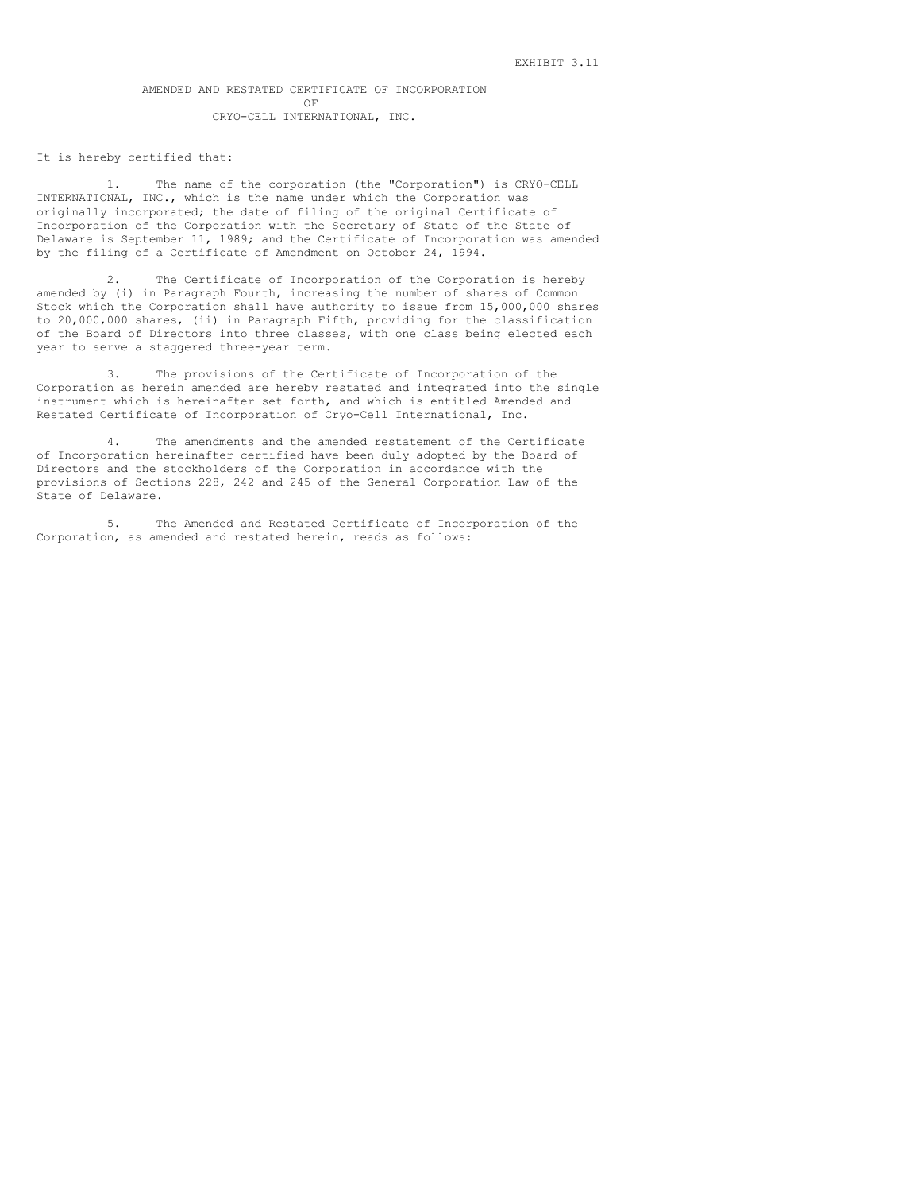EXHIBIT 3.11

# AMENDED AND RESTATED CERTIFICATE OF INCORPORATION
# OF
# CRYO-CELL INTERNATIONAL, INC.

It is hereby certified that:

1. The name of the corporation (the "Corporation") is CRYO-CELL INTERNATIONAL, INC., which is the name under which the Corporation was originally incorporated; the date of filing of the original Certificate of Incorporation of the Corporation with the Secretary of State of the State of Delaware is September 11, 1989; and the Certificate of Incorporation was amended by the filing of a Certificate of Amendment on October 24, 1994.

2. The Certificate of Incorporation of the Corporation is hereby amended by (i) in Paragraph Fourth, increasing the number of shares of Common Stock which the Corporation shall have authority to issue from 15,000,000 shares to 20,000,000 shares, (ii) in Paragraph Fifth, providing for the classification of the Board of Directors into three classes, with one class being elected each year to serve a staggered three-year term.

3. The provisions of the Certificate of Incorporation of the Corporation as herein amended are hereby restated and integrated into the single instrument which is hereinafter set forth, and which is entitled Amended and Restated Certificate of Incorporation of Cryo-Cell International, Inc.

4. The amendments and the amended restatement of the Certificate of Incorporation hereinafter certified have been duly adopted by the Board of Directors and the stockholders of the Corporation in accordance with the provisions of Sections 228, 242 and 245 of the General Corporation Law of the State of Delaware.

5. The Amended and Restated Certificate of Incorporation of the Corporation, as amended and restated herein, reads as follows: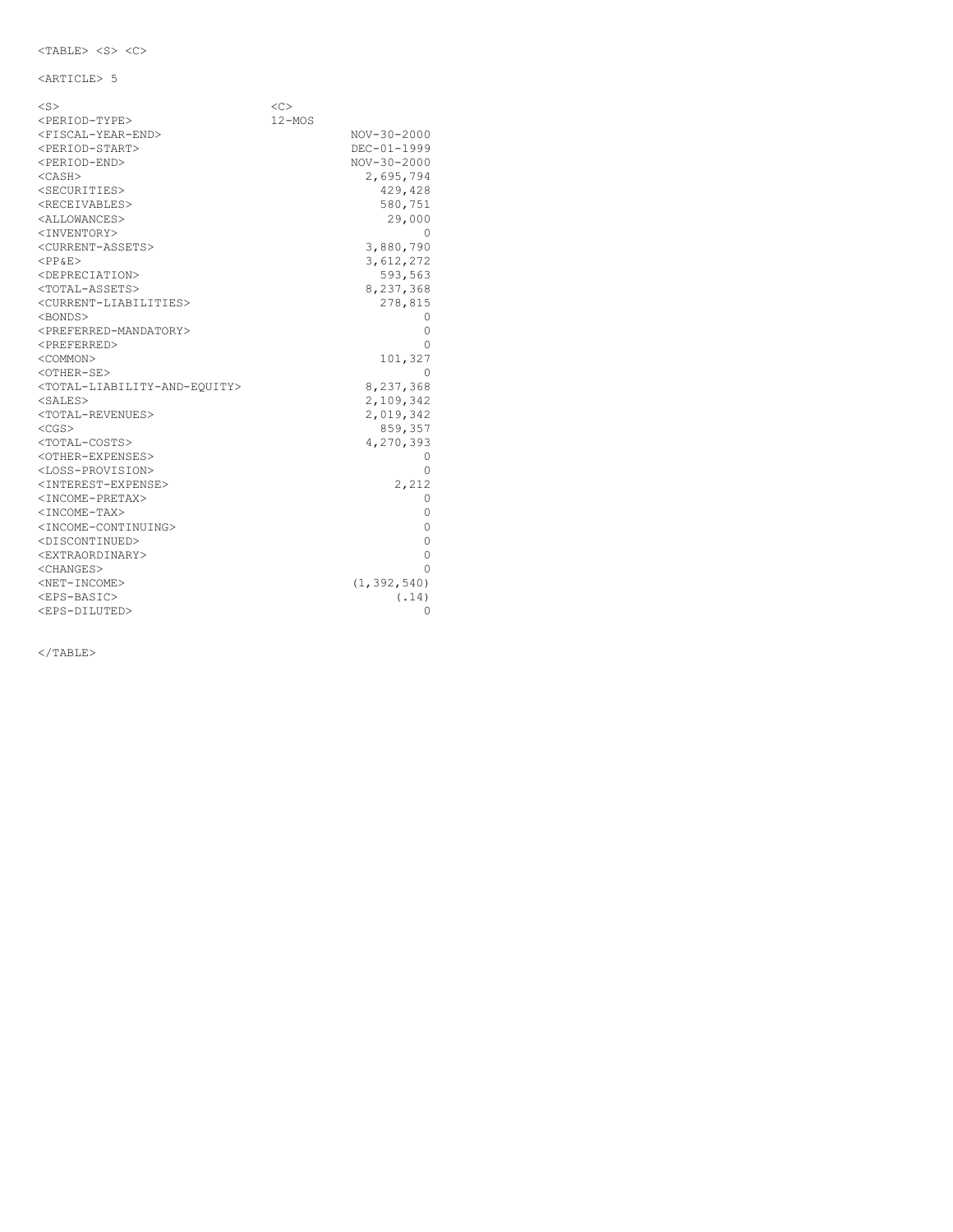<TABLE> <S> <C>

<ARTICLE> 5

| | |
|---|---|
| <S> | <C> |
| <PERIOD-TYPE> | 12-MOS |
| <FISCAL-YEAR-END> | NOV-30-2000 |
| <PERIOD-START> | DEC-01-1999 |
| <PERIOD-END> | NOV-30-2000 |
| <CASH> | 2,695,794 |
| <SECURITIES> | 429,428 |
| <RECEIVABLES> | 580,751 |
| <ALLOWANCES> | 29,000 |
| <INVENTORY> | 0 |
| <CURRENT-ASSETS> | 3,880,790 |
| <PP&E> | 3,612,272 |
| <DEPRECIATION> | 593,563 |
| <TOTAL-ASSETS> | 8,237,368 |
| <CURRENT-LIABILITIES> | 278,815 |
| <BONDS> | 0 |
| <PREFERRED-MANDATORY> | 0 |
| <PREFERRED> | 0 |
| <COMMON> | 101,327 |
| <OTHER-SE> | 0 |
| <TOTAL-LIABILITY-AND-EQUITY> | 8,237,368 |
| <SALES> | 2,109,342 |
| <TOTAL-REVENUES> | 2,019,342 |
| <CGS> | 859,357 |
| <TOTAL-COSTS> | 4,270,393 |
| <OTHER-EXPENSES> | 0 |
| <LOSS-PROVISION> | 0 |
| <INTEREST-EXPENSE> | 2,212 |
| <INCOME-PRETAX> | 0 |
| <INCOME-TAX> | 0 |
| <INCOME-CONTINUING> | 0 |
| <DISCONTINUED> | 0 |
| <EXTRAORDINARY> | 0 |
| <CHANGES> | 0 |
| <NET-INCOME> | (1,392,540) |
| <EPS-BASIC> | (.14) |
| <EPS-DILUTED> | 0 |

</TABLE>